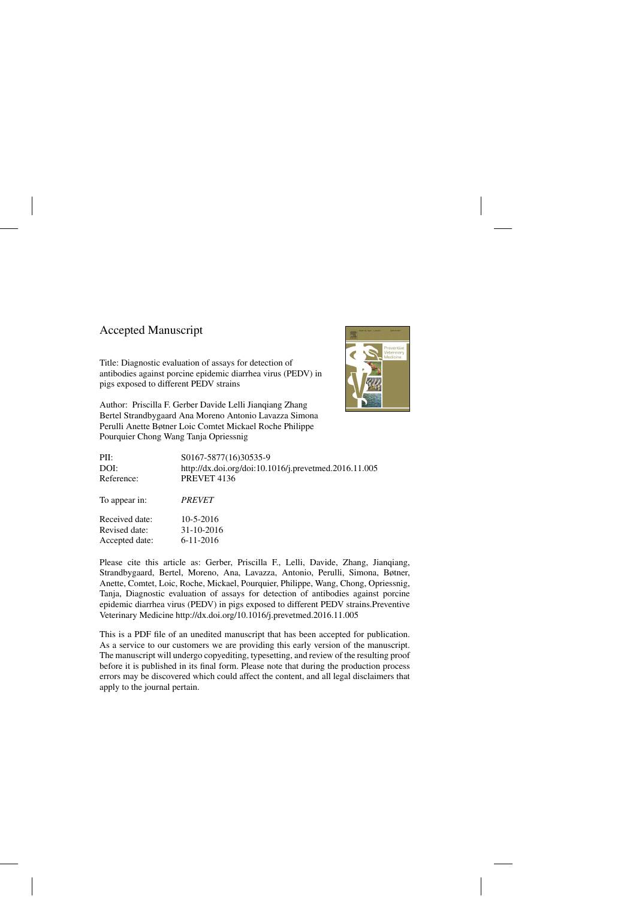Accepted Manuscript

Title: Diagnostic evaluation of assays for detection of antibodies against porcine epidemic diarrhea virus (PEDV) in pigs exposed to different PEDV strains

Author: Priscilla F. Gerber Davide Lelli Jianqiang Zhang Bertel Strandbygaard Ana Moreno Antonio Lavazza Simona Perulli Anette Bøtner Loic Comtet Mickael Roche Philippe Pourquier Chong Wang Tanja Opriessnig

| | |
|---|---|
| PII: | S0167-5877(16)30535-9 |
| DOI: | http://dx.doi.org/doi:10.1016/j.prevetmed.2016.11.005 |
| Reference: | PREVET 4136 |
| To appear in: | *PREVET* |
| Received date: | 10-5-2016 |
| Revised date: | 31-10-2016 |
| Accepted date: | 6-11-2016 |

Please cite this article as: Gerber, Priscilla F., Lelli, Davide, Zhang, Jianqiang, Strandbygaard, Bertel, Moreno, Ana, Lavazza, Antonio, Perulli, Simona, Bøtner, Anette, Comtet, Loic, Roche, Mickael, Pourquier, Philippe, Wang, Chong, Opriessnig, Tanja, Diagnostic evaluation of assays for detection of antibodies against porcine epidemic diarrhea virus (PEDV) in pigs exposed to different PEDV strains.Preventive Veterinary Medicine http://dx.doi.org/10.1016/j.prevetmed.2016.11.005

This is a PDF file of an unedited manuscript that has been accepted for publication. As a service to our customers we are providing this early version of the manuscript. The manuscript will undergo copyediting, typesetting, and review of the resulting proof before it is published in its final form. Please note that during the production process errors may be discovered which could affect the content, and all legal disclaimers that apply to the journal pertain.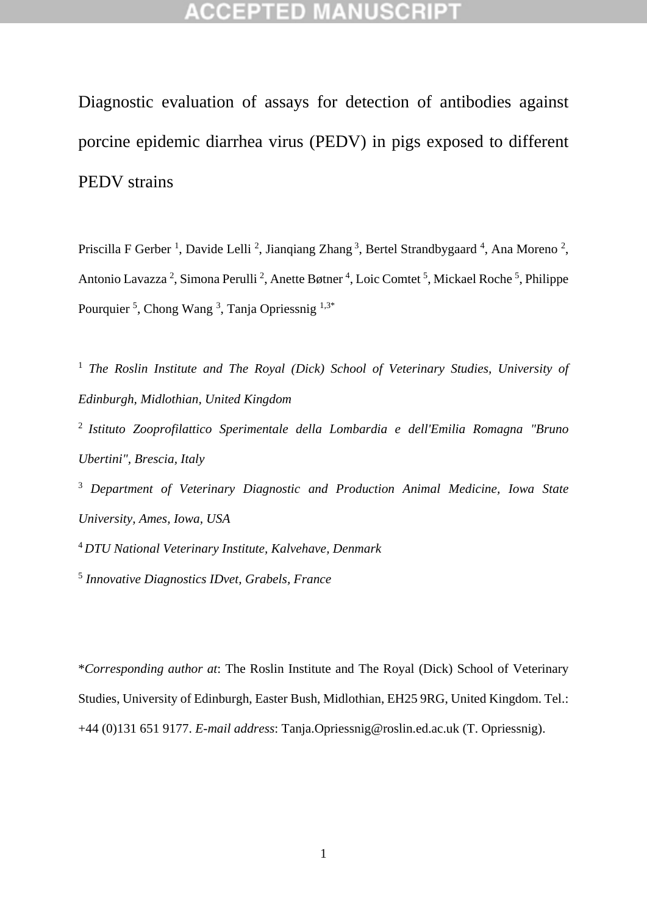# Diagnostic evaluation of assays for detection of antibodies against porcine epidemic diarrhea virus (PEDV) in pigs exposed to different PEDV strains

Priscilla F Gerber [1], Davide Lelli [2], Jianqiang Zhang [3], Bertel Strandbygaard [4], Ana Moreno [2], Antonio Lavazza [2], Simona Perulli [2], Anette Bøtner [4], Loic Comtet [5], Mickael Roche [5], Philippe Pourquier [5], Chong Wang [3], Tanja Opriessnig [1,3*]

[1] *The Roslin Institute and The Royal (Dick) School of Veterinary Studies, University of Edinburgh, Midlothian, United Kingdom*

[2] *Istituto Zooprofilattico Sperimentale della Lombardia e dell'Emilia Romagna "Bruno Ubertini", Brescia, Italy*

[3] *Department of Veterinary Diagnostic and Production Animal Medicine, Iowa State University, Ames, Iowa, USA*

[4] *DTU National Veterinary Institute, Kalvehave, Denmark*

[5] *Innovative Diagnostics IDvet, Grabels, France*

\**Corresponding author at*: The Roslin Institute and The Royal (Dick) School of Veterinary Studies, University of Edinburgh, Easter Bush, Midlothian, EH25 9RG, United Kingdom. Tel.: +44 (0)131 651 9177. *E-mail address*: Tanja.Opriessnig@roslin.ed.ac.uk (T. Opriessnig).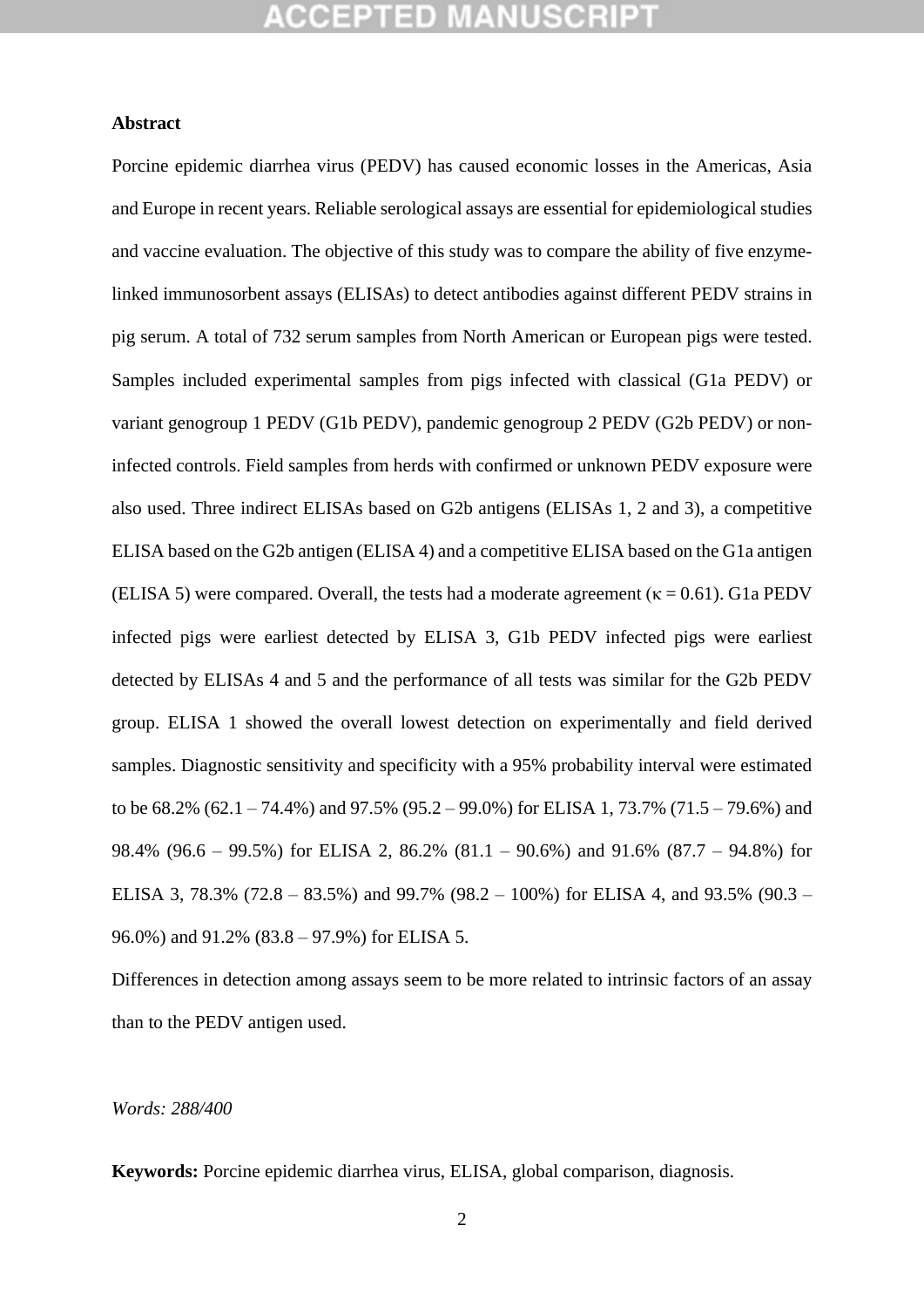**Abstract**

Porcine epidemic diarrhea virus (PEDV) has caused economic losses in the Americas, Asia and Europe in recent years. Reliable serological assays are essential for epidemiological studies and vaccine evaluation. The objective of this study was to compare the ability of five enzyme-linked immunosorbent assays (ELISAs) to detect antibodies against different PEDV strains in pig serum. A total of 732 serum samples from North American or European pigs were tested. Samples included experimental samples from pigs infected with classical (G1a PEDV) or variant genogroup 1 PEDV (G1b PEDV), pandemic genogroup 2 PEDV (G2b PEDV) or non-infected controls. Field samples from herds with confirmed or unknown PEDV exposure were also used. Three indirect ELISAs based on G2b antigens (ELISAs 1, 2 and 3), a competitive ELISA based on the G2b antigen (ELISA 4) and a competitive ELISA based on the G1a antigen (ELISA 5) were compared. Overall, the tests had a moderate agreement ($\kappa = 0.61$). G1a PEDV infected pigs were earliest detected by ELISA 3, G1b PEDV infected pigs were earliest detected by ELISAs 4 and 5 and the performance of all tests was similar for the G2b PEDV group. ELISA 1 showed the overall lowest detection on experimentally and field derived samples. Diagnostic sensitivity and specificity with a 95% probability interval were estimated to be 68.2% (62.1 – 74.4%) and 97.5% (95.2 – 99.0%) for ELISA 1, 73.7% (71.5 – 79.6%) and 98.4% (96.6 – 99.5%) for ELISA 2, 86.2% (81.1 – 90.6%) and 91.6% (87.7 – 94.8%) for ELISA 3, 78.3% (72.8 – 83.5%) and 99.7% (98.2 – 100%) for ELISA 4, and 93.5% (90.3 – 96.0%) and 91.2% (83.8 – 97.9%) for ELISA 5.

Differences in detection among assays seem to be more related to intrinsic factors of an assay than to the PEDV antigen used.

*Words: 288/400*

**Keywords:** Porcine epidemic diarrhea virus, ELISA, global comparison, diagnosis.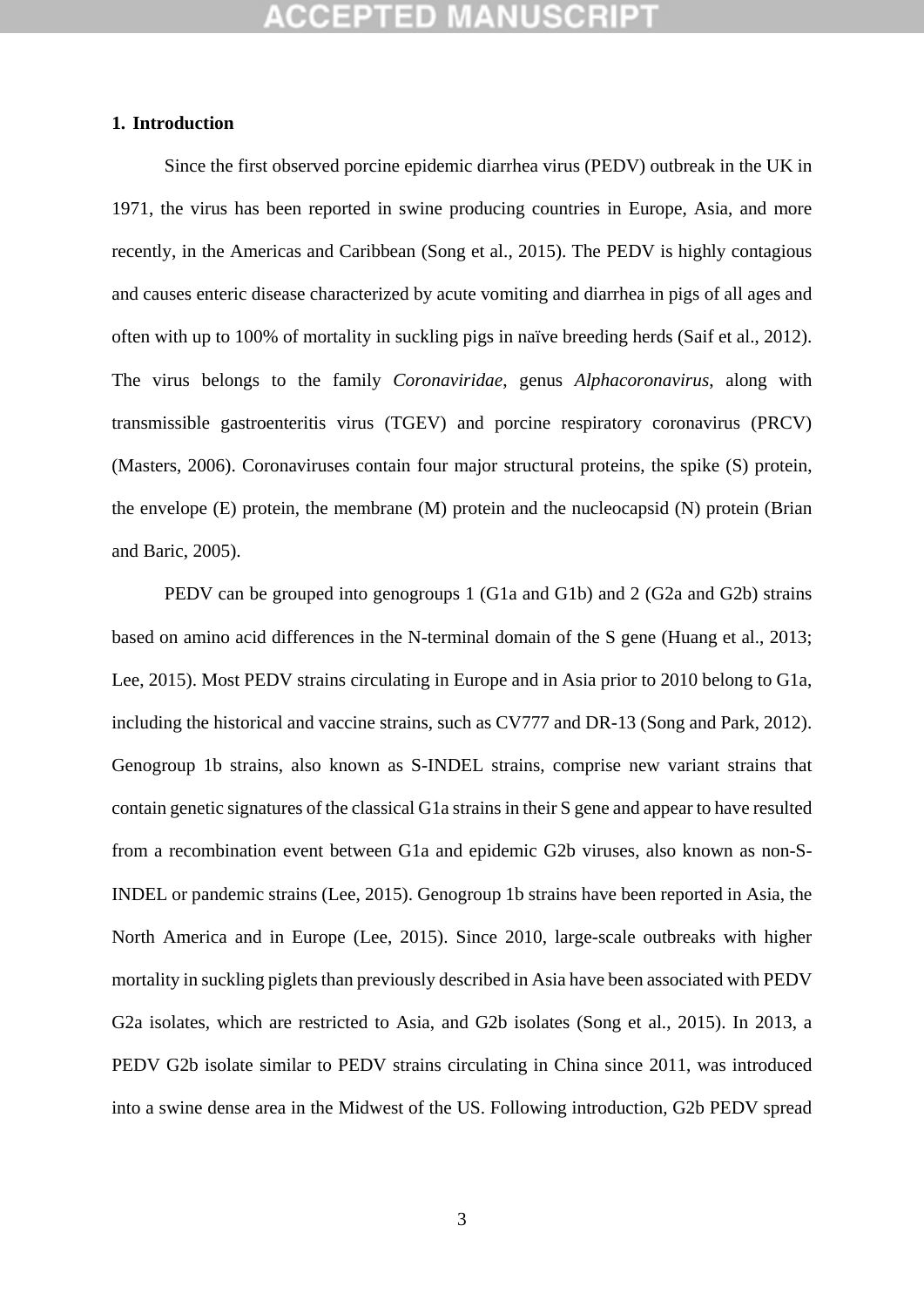## 1. Introduction

Since the first observed porcine epidemic diarrhea virus (PEDV) outbreak in the UK in 1971, the virus has been reported in swine producing countries in Europe, Asia, and more recently, in the Americas and Caribbean (Song et al., 2015). The PEDV is highly contagious and causes enteric disease characterized by acute vomiting and diarrhea in pigs of all ages and often with up to 100% of mortality in suckling pigs in naïve breeding herds (Saif et al., 2012). The virus belongs to the family *Coronaviridae*, genus *Alphacoronavirus*, along with transmissible gastroenteritis virus (TGEV) and porcine respiratory coronavirus (PRCV) (Masters, 2006). Coronaviruses contain four major structural proteins, the spike (S) protein, the envelope (E) protein, the membrane (M) protein and the nucleocapsid (N) protein (Brian and Baric, 2005).

PEDV can be grouped into genogroups 1 (G1a and G1b) and 2 (G2a and G2b) strains based on amino acid differences in the N-terminal domain of the S gene (Huang et al., 2013; Lee, 2015). Most PEDV strains circulating in Europe and in Asia prior to 2010 belong to G1a, including the historical and vaccine strains, such as CV777 and DR-13 (Song and Park, 2012). Genogroup 1b strains, also known as S-INDEL strains, comprise new variant strains that contain genetic signatures of the classical G1a strains in their S gene and appear to have resulted from a recombination event between G1a and epidemic G2b viruses, also known as non-S-INDEL or pandemic strains (Lee, 2015). Genogroup 1b strains have been reported in Asia, the North America and in Europe (Lee, 2015). Since 2010, large-scale outbreaks with higher mortality in suckling piglets than previously described in Asia have been associated with PEDV G2a isolates, which are restricted to Asia, and G2b isolates (Song et al., 2015). In 2013, a PEDV G2b isolate similar to PEDV strains circulating in China since 2011, was introduced into a swine dense area in the Midwest of the US. Following introduction, G2b PEDV spread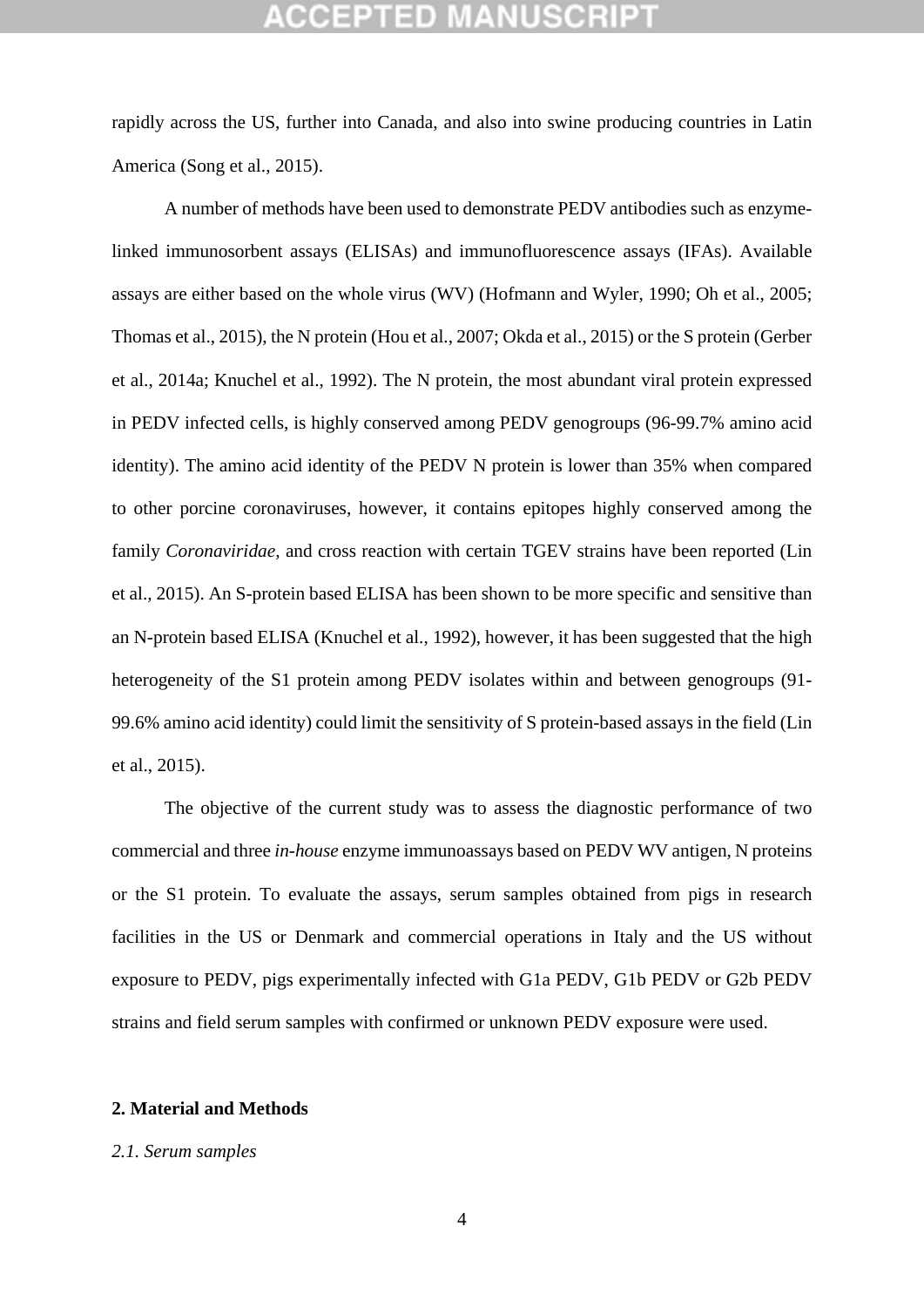rapidly across the US, further into Canada, and also into swine producing countries in Latin America (Song et al., 2015).

A number of methods have been used to demonstrate PEDV antibodies such as enzyme-linked immunosorbent assays (ELISAs) and immunofluorescence assays (IFAs). Available assays are either based on the whole virus (WV) (Hofmann and Wyler, 1990; Oh et al., 2005; Thomas et al., 2015), the N protein (Hou et al., 2007; Okda et al., 2015) or the S protein (Gerber et al., 2014a; Knuchel et al., 1992). The N protein, the most abundant viral protein expressed in PEDV infected cells, is highly conserved among PEDV genogroups (96-99.7% amino acid identity). The amino acid identity of the PEDV N protein is lower than 35% when compared to other porcine coronaviruses, however, it contains epitopes highly conserved among the family *Coronaviridae*, and cross reaction with certain TGEV strains have been reported (Lin et al., 2015). An S-protein based ELISA has been shown to be more specific and sensitive than an N-protein based ELISA (Knuchel et al., 1992), however, it has been suggested that the high heterogeneity of the S1 protein among PEDV isolates within and between genogroups (91-99.6% amino acid identity) could limit the sensitivity of S protein-based assays in the field (Lin et al., 2015).

The objective of the current study was to assess the diagnostic performance of two commercial and three *in-house* enzyme immunoassays based on PEDV WV antigen, N proteins or the S1 protein. To evaluate the assays, serum samples obtained from pigs in research facilities in the US or Denmark and commercial operations in Italy and the US without exposure to PEDV, pigs experimentally infected with G1a PEDV, G1b PEDV or G2b PEDV strains and field serum samples with confirmed or unknown PEDV exposure were used.

## 2. Material and Methods

### *2.1. Serum samples*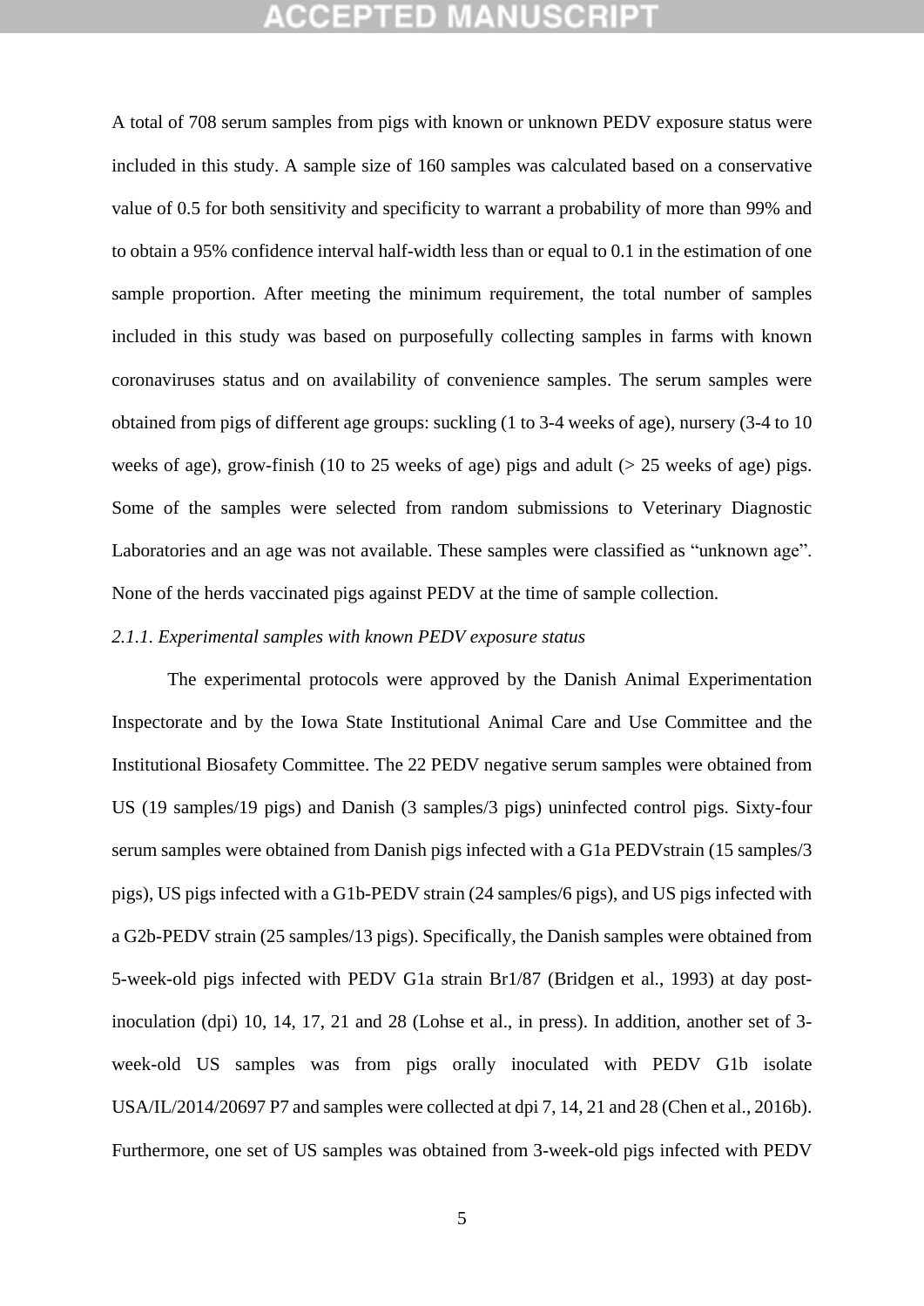A total of 708 serum samples from pigs with known or unknown PEDV exposure status were included in this study. A sample size of 160 samples was calculated based on a conservative value of 0.5 for both sensitivity and specificity to warrant a probability of more than 99% and to obtain a 95% confidence interval half-width less than or equal to 0.1 in the estimation of one sample proportion. After meeting the minimum requirement, the total number of samples included in this study was based on purposefully collecting samples in farms with known coronaviruses status and on availability of convenience samples. The serum samples were obtained from pigs of different age groups: suckling (1 to 3-4 weeks of age), nursery (3-4 to 10 weeks of age), grow-finish (10 to 25 weeks of age) pigs and adult (> 25 weeks of age) pigs. Some of the samples were selected from random submissions to Veterinary Diagnostic Laboratories and an age was not available. These samples were classified as "unknown age". None of the herds vaccinated pigs against PEDV at the time of sample collection.

*2.1.1. Experimental samples with known PEDV exposure status*

The experimental protocols were approved by the Danish Animal Experimentation Inspectorate and by the Iowa State Institutional Animal Care and Use Committee and the Institutional Biosafety Committee. The 22 PEDV negative serum samples were obtained from US (19 samples/19 pigs) and Danish (3 samples/3 pigs) uninfected control pigs. Sixty-four serum samples were obtained from Danish pigs infected with a G1a PEDVstrain (15 samples/3 pigs), US pigs infected with a G1b-PEDV strain (24 samples/6 pigs), and US pigs infected with a G2b-PEDV strain (25 samples/13 pigs). Specifically, the Danish samples were obtained from 5-week-old pigs infected with PEDV G1a strain Br1/87 (Bridgen et al., 1993) at day post-inoculation (dpi) 10, 14, 17, 21 and 28 (Lohse et al., in press). In addition, another set of 3-week-old US samples was from pigs orally inoculated with PEDV G1b isolate USA/IL/2014/20697 P7 and samples were collected at dpi 7, 14, 21 and 28 (Chen et al., 2016b). Furthermore, one set of US samples was obtained from 3-week-old pigs infected with PEDV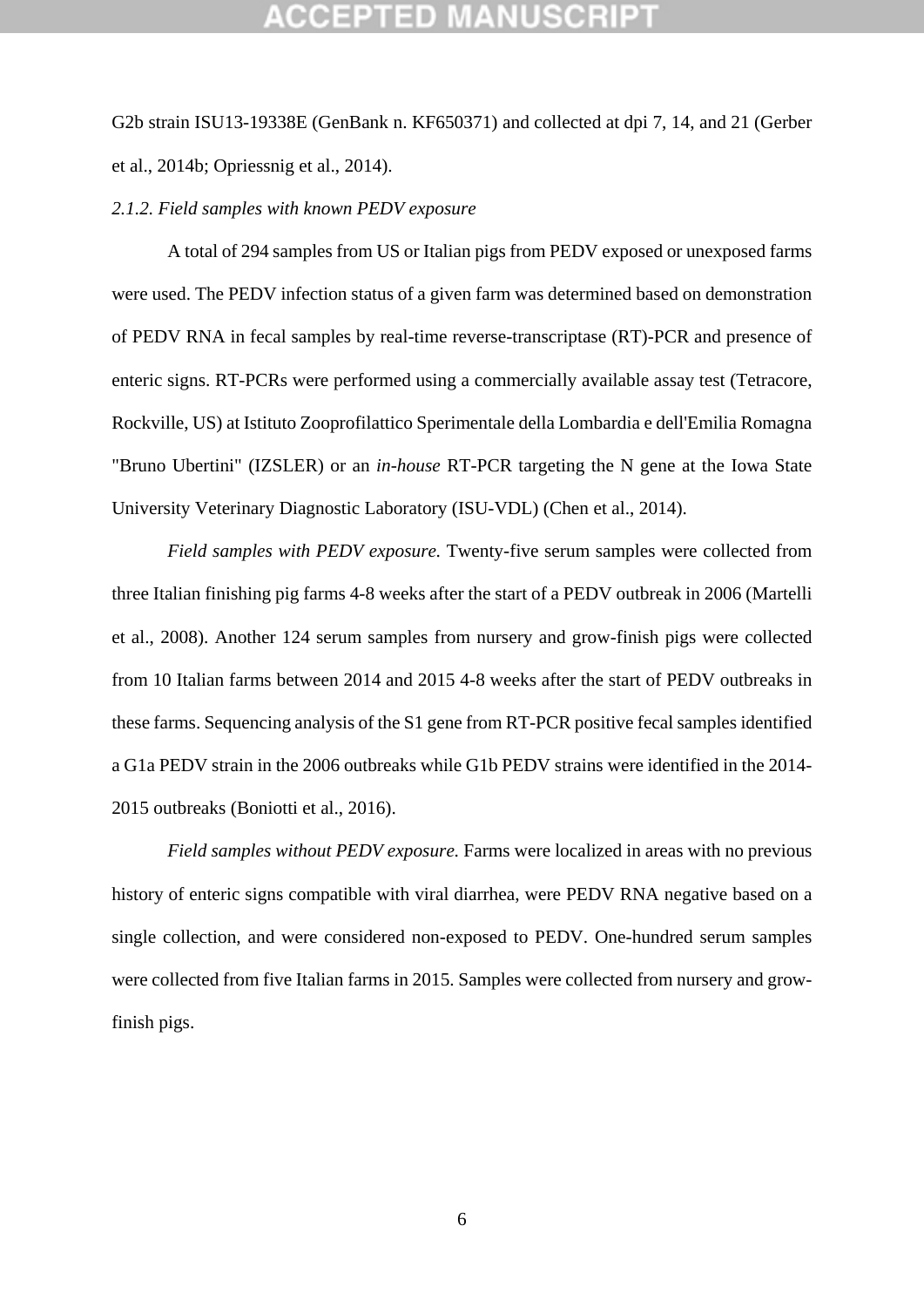G2b strain ISU13-19338E (GenBank n. KF650371) and collected at dpi 7, 14, and 21 (Gerber et al., 2014b; Opriessnig et al., 2014).

*2.1.2. Field samples with known PEDV exposure*

A total of 294 samples from US or Italian pigs from PEDV exposed or unexposed farms were used. The PEDV infection status of a given farm was determined based on demonstration of PEDV RNA in fecal samples by real-time reverse-transcriptase (RT)-PCR and presence of enteric signs. RT-PCRs were performed using a commercially available assay test (Tetracore, Rockville, US) at Istituto Zooprofilattico Sperimentale della Lombardia e dell'Emilia Romagna "Bruno Ubertini" (IZSLER) or an *in-house* RT-PCR targeting the N gene at the Iowa State University Veterinary Diagnostic Laboratory (ISU-VDL) (Chen et al., 2014).

*Field samples with PEDV exposure.* Twenty-five serum samples were collected from three Italian finishing pig farms 4-8 weeks after the start of a PEDV outbreak in 2006 (Martelli et al., 2008). Another 124 serum samples from nursery and grow-finish pigs were collected from 10 Italian farms between 2014 and 2015 4-8 weeks after the start of PEDV outbreaks in these farms. Sequencing analysis of the S1 gene from RT-PCR positive fecal samples identified a G1a PEDV strain in the 2006 outbreaks while G1b PEDV strains were identified in the 2014-2015 outbreaks (Boniotti et al., 2016).

*Field samples without PEDV exposure.* Farms were localized in areas with no previous history of enteric signs compatible with viral diarrhea, were PEDV RNA negative based on a single collection, and were considered non-exposed to PEDV. One-hundred serum samples were collected from five Italian farms in 2015. Samples were collected from nursery and grow-finish pigs.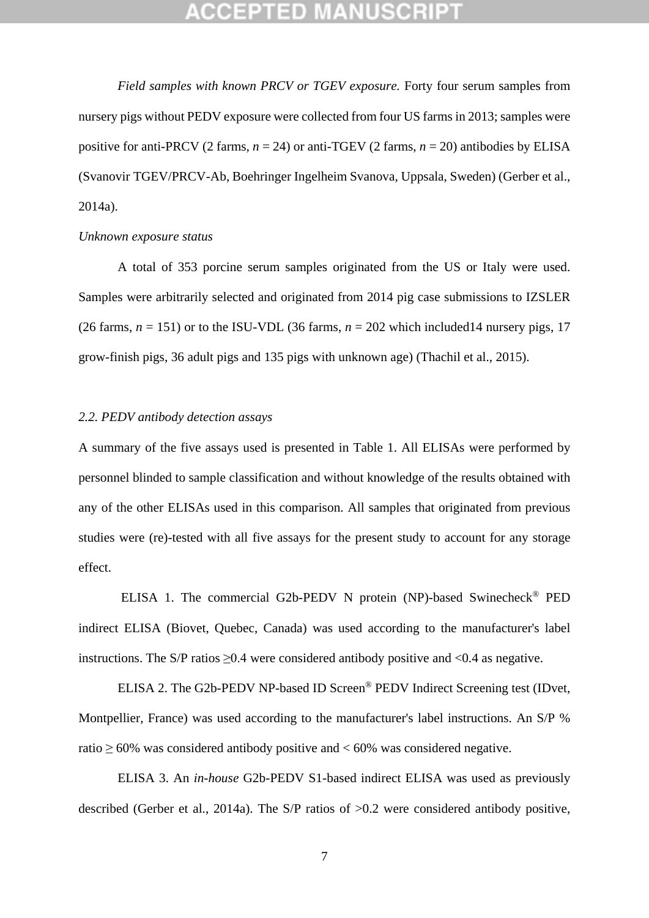*Field samples with known PRCV or TGEV exposure.* Forty four serum samples from nursery pigs without PEDV exposure were collected from four US farms in 2013; samples were positive for anti-PRCV (2 farms, $n$ = 24) or anti-TGEV (2 farms, $n$ = 20) antibodies by ELISA (Svanovir TGEV/PRCV-Ab, Boehringer Ingelheim Svanova, Uppsala, Sweden) (Gerber et al., 2014a).

*Unknown exposure status*

A total of 353 porcine serum samples originated from the US or Italy were used. Samples were arbitrarily selected and originated from 2014 pig case submissions to IZSLER (26 farms, $n$ = 151) or to the ISU-VDL (36 farms, $n$ = 202 which included14 nursery pigs, 17 grow-finish pigs, 36 adult pigs and 135 pigs with unknown age) (Thachil et al., 2015).

*2.2. PEDV antibody detection assays*

A summary of the five assays used is presented in Table 1. All ELISAs were performed by personnel blinded to sample classification and without knowledge of the results obtained with any of the other ELISAs used in this comparison. All samples that originated from previous studies were (re)-tested with all five assays for the present study to account for any storage effect.

ELISA 1. The commercial G2b-PEDV N protein (NP)-based Swinecheck® PED indirect ELISA (Biovet, Quebec, Canada) was used according to the manufacturer's label instructions. The S/P ratios ≥0.4 were considered antibody positive and <0.4 as negative.

ELISA 2. The G2b-PEDV NP-based ID Screen® PEDV Indirect Screening test (IDvet, Montpellier, France) was used according to the manufacturer's label instructions. An S/P % ratio ≥ 60% was considered antibody positive and < 60% was considered negative.

ELISA 3. An *in-house* G2b-PEDV S1-based indirect ELISA was used as previously described (Gerber et al., 2014a). The S/P ratios of >0.2 were considered antibody positive,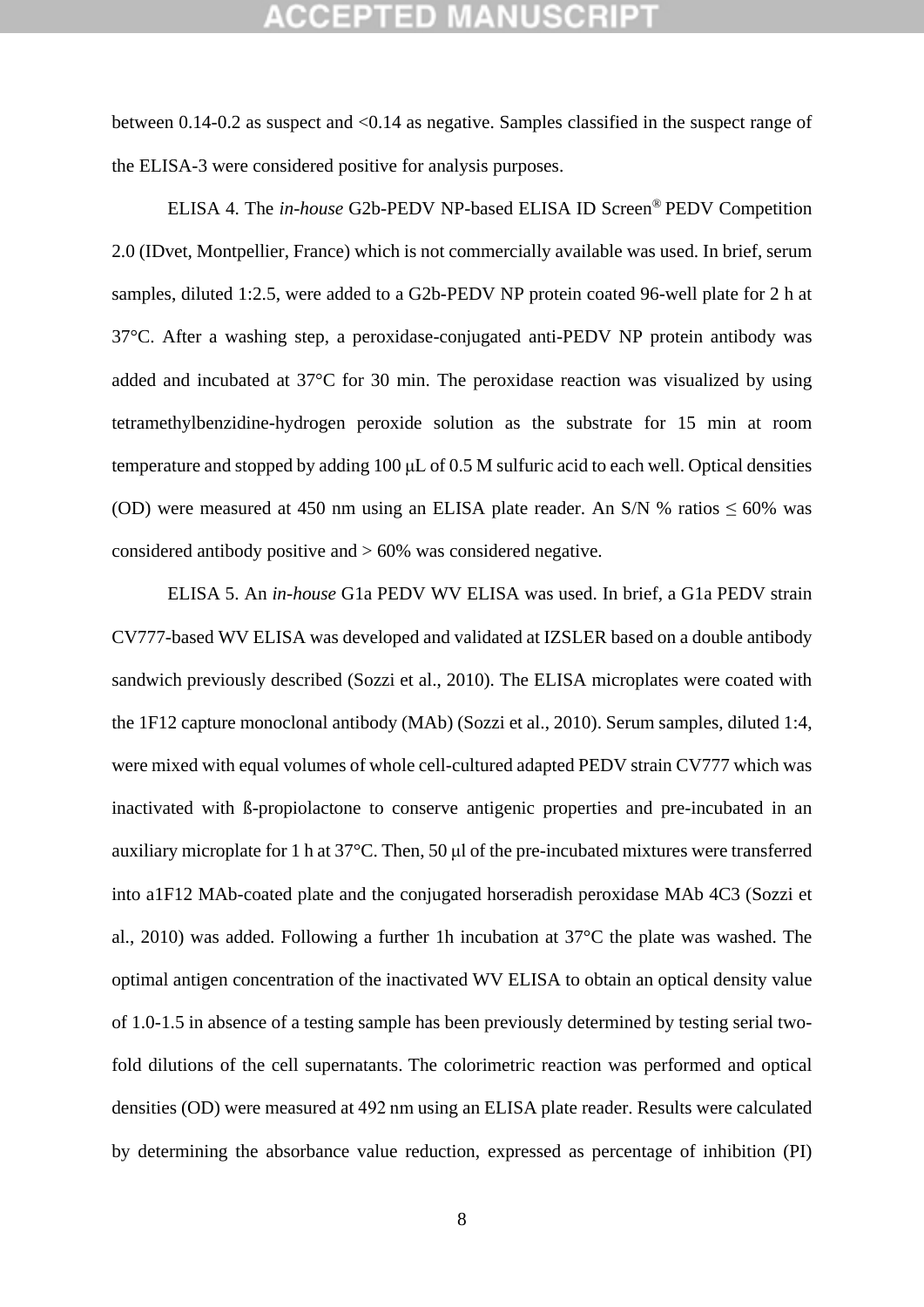between 0.14-0.2 as suspect and <0.14 as negative. Samples classified in the suspect range of the ELISA-3 were considered positive for analysis purposes.

ELISA 4. The *in-house* G2b-PEDV NP-based ELISA ID Screen® PEDV Competition 2.0 (IDvet, Montpellier, France) which is not commercially available was used. In brief, serum samples, diluted 1:2.5, were added to a G2b-PEDV NP protein coated 96-well plate for 2 h at 37°C. After a washing step, a peroxidase-conjugated anti-PEDV NP protein antibody was added and incubated at 37°C for 30 min. The peroxidase reaction was visualized by using tetramethylbenzidine-hydrogen peroxide solution as the substrate for 15 min at room temperature and stopped by adding 100 μL of 0.5 M sulfuric acid to each well. Optical densities (OD) were measured at 450 nm using an ELISA plate reader. An S/N % ratios ≤ 60% was considered antibody positive and > 60% was considered negative.

ELISA 5. An *in-house* G1a PEDV WV ELISA was used. In brief, a G1a PEDV strain CV777-based WV ELISA was developed and validated at IZSLER based on a double antibody sandwich previously described (Sozzi et al., 2010). The ELISA microplates were coated with the 1F12 capture monoclonal antibody (MAb) (Sozzi et al., 2010). Serum samples, diluted 1:4, were mixed with equal volumes of whole cell-cultured adapted PEDV strain CV777 which was inactivated with ß-propiolactone to conserve antigenic properties and pre-incubated in an auxiliary microplate for 1 h at 37°C. Then, 50 μl of the pre-incubated mixtures were transferred into a1F12 MAb-coated plate and the conjugated horseradish peroxidase MAb 4C3 (Sozzi et al., 2010) was added. Following a further 1h incubation at 37°C the plate was washed. The optimal antigen concentration of the inactivated WV ELISA to obtain an optical density value of 1.0-1.5 in absence of a testing sample has been previously determined by testing serial two-fold dilutions of the cell supernatants. The colorimetric reaction was performed and optical densities (OD) were measured at 492 nm using an ELISA plate reader. Results were calculated by determining the absorbance value reduction, expressed as percentage of inhibition (PI)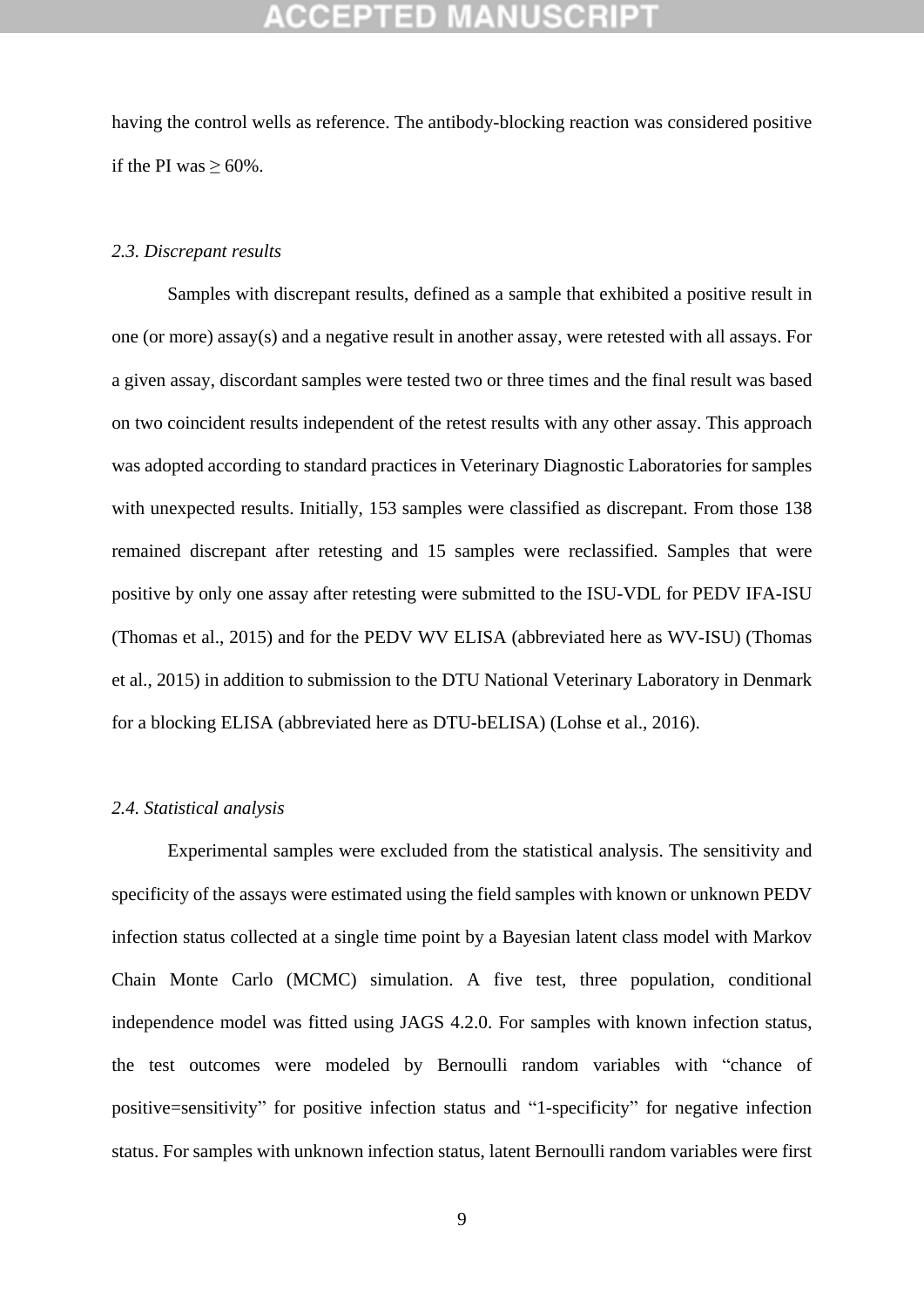having the control wells as reference. The antibody-blocking reaction was considered positive if the PI was ≥ 60%.

### *2.3. Discrepant results*

Samples with discrepant results, defined as a sample that exhibited a positive result in one (or more) assay(s) and a negative result in another assay, were retested with all assays. For a given assay, discordant samples were tested two or three times and the final result was based on two coincident results independent of the retest results with any other assay. This approach was adopted according to standard practices in Veterinary Diagnostic Laboratories for samples with unexpected results. Initially, 153 samples were classified as discrepant. From those 138 remained discrepant after retesting and 15 samples were reclassified. Samples that were positive by only one assay after retesting were submitted to the ISU-VDL for PEDV IFA-ISU (Thomas et al., 2015) and for the PEDV WV ELISA (abbreviated here as WV-ISU) (Thomas et al., 2015) in addition to submission to the DTU National Veterinary Laboratory in Denmark for a blocking ELISA (abbreviated here as DTU-bELISA) (Lohse et al., 2016).

### *2.4. Statistical analysis*

Experimental samples were excluded from the statistical analysis. The sensitivity and specificity of the assays were estimated using the field samples with known or unknown PEDV infection status collected at a single time point by a Bayesian latent class model with Markov Chain Monte Carlo (MCMC) simulation. A five test, three population, conditional independence model was fitted using JAGS 4.2.0. For samples with known infection status, the test outcomes were modeled by Bernoulli random variables with "chance of positive=sensitivity" for positive infection status and "1-specificity" for negative infection status. For samples with unknown infection status, latent Bernoulli random variables were first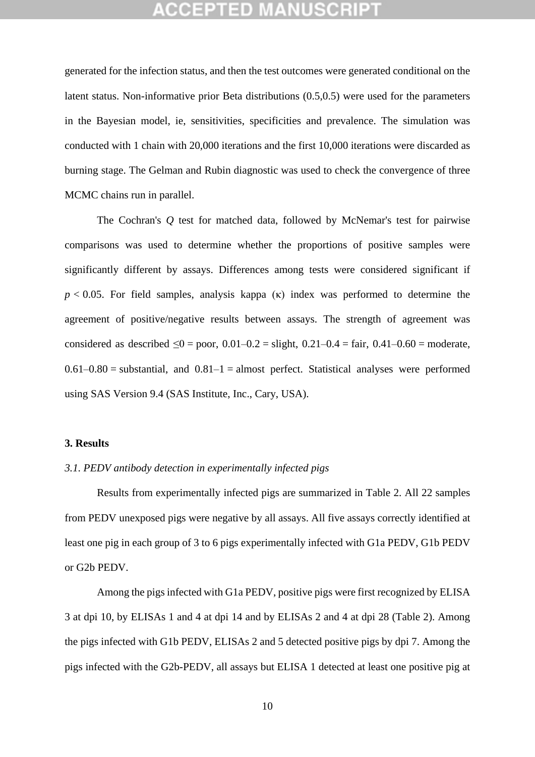generated for the infection status, and then the test outcomes were generated conditional on the latent status. Non-informative prior Beta distributions (0.5,0.5) were used for the parameters in the Bayesian model, ie, sensitivities, specificities and prevalence. The simulation was conducted with 1 chain with 20,000 iterations and the first 10,000 iterations were discarded as burning stage. The Gelman and Rubin diagnostic was used to check the convergence of three MCMC chains run in parallel.

The Cochran's *Q* test for matched data, followed by McNemar's test for pairwise comparisons was used to determine whether the proportions of positive samples were significantly different by assays. Differences among tests were considered significant if $p < 0.05$. For field samples, analysis kappa (κ) index was performed to determine the agreement of positive/negative results between assays. The strength of agreement was considered as described ≤0 = poor, 0.01–0.2 = slight, 0.21–0.4 = fair, 0.41–0.60 = moderate, 0.61–0.80 = substantial, and 0.81–1 = almost perfect. Statistical analyses were performed using SAS Version 9.4 (SAS Institute, Inc., Cary, USA).

## 3. Results

### *3.1. PEDV antibody detection in experimentally infected pigs*

Results from experimentally infected pigs are summarized in Table 2. All 22 samples from PEDV unexposed pigs were negative by all assays. All five assays correctly identified at least one pig in each group of 3 to 6 pigs experimentally infected with G1a PEDV, G1b PEDV or G2b PEDV.

Among the pigs infected with G1a PEDV, positive pigs were first recognized by ELISA 3 at dpi 10, by ELISAs 1 and 4 at dpi 14 and by ELISAs 2 and 4 at dpi 28 (Table 2). Among the pigs infected with G1b PEDV, ELISAs 2 and 5 detected positive pigs by dpi 7. Among the pigs infected with the G2b-PEDV, all assays but ELISA 1 detected at least one positive pig at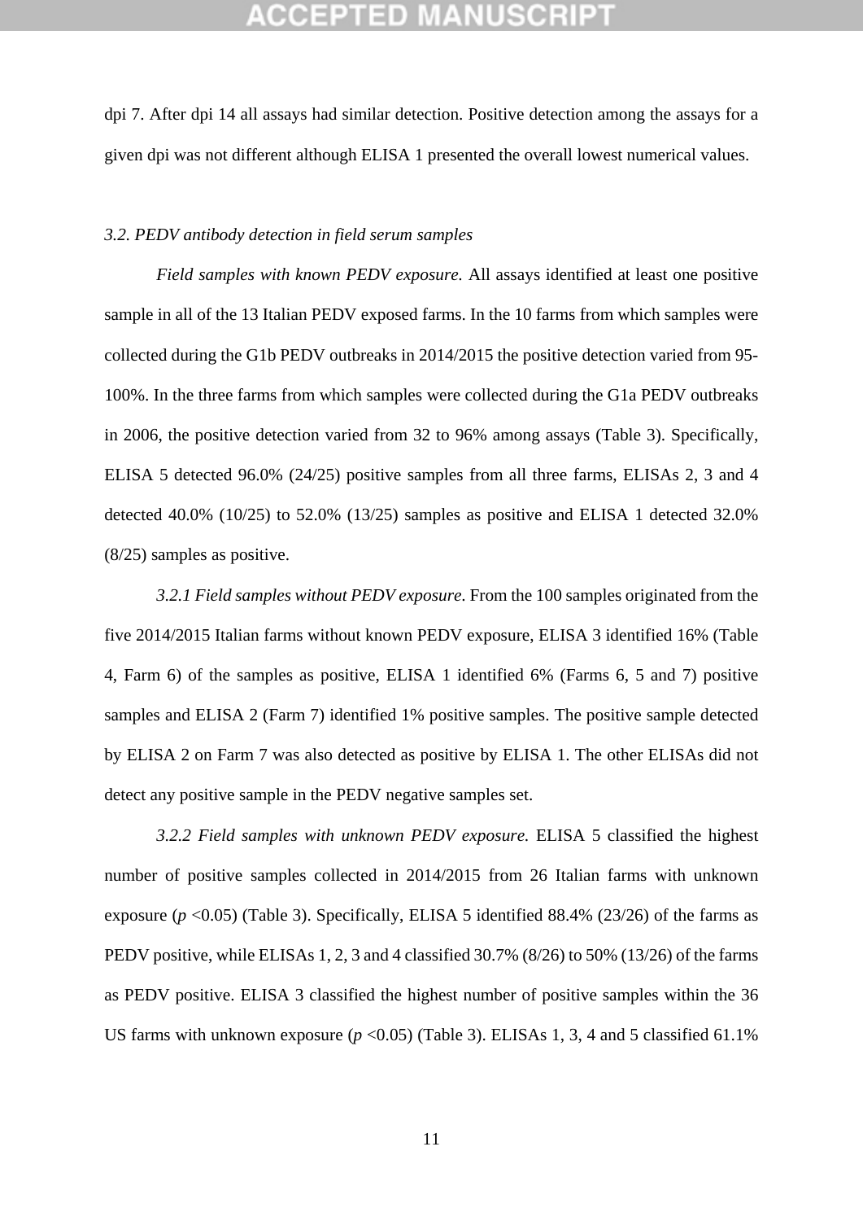dpi 7. After dpi 14 all assays had similar detection. Positive detection among the assays for a given dpi was not different although ELISA 1 presented the overall lowest numerical values.

### *3.2. PEDV antibody detection in field serum samples*

*Field samples with known PEDV exposure.* All assays identified at least one positive sample in all of the 13 Italian PEDV exposed farms. In the 10 farms from which samples were collected during the G1b PEDV outbreaks in 2014/2015 the positive detection varied from 95-100%. In the three farms from which samples were collected during the G1a PEDV outbreaks in 2006, the positive detection varied from 32 to 96% among assays (Table 3). Specifically, ELISA 5 detected 96.0% (24/25) positive samples from all three farms, ELISAs 2, 3 and 4 detected 40.0% (10/25) to 52.0% (13/25) samples as positive and ELISA 1 detected 32.0% (8/25) samples as positive.

*3.2.1 Field samples without PEDV exposure*. From the 100 samples originated from the five 2014/2015 Italian farms without known PEDV exposure, ELISA 3 identified 16% (Table 4, Farm 6) of the samples as positive, ELISA 1 identified 6% (Farms 6, 5 and 7) positive samples and ELISA 2 (Farm 7) identified 1% positive samples. The positive sample detected by ELISA 2 on Farm 7 was also detected as positive by ELISA 1. The other ELISAs did not detect any positive sample in the PEDV negative samples set.

*3.2.2 Field samples with unknown PEDV exposure.* ELISA 5 classified the highest number of positive samples collected in 2014/2015 from 26 Italian farms with unknown exposure ($p$ <0.05) (Table 3). Specifically, ELISA 5 identified 88.4% (23/26) of the farms as PEDV positive, while ELISAs 1, 2, 3 and 4 classified 30.7% (8/26) to 50% (13/26) of the farms as PEDV positive. ELISA 3 classified the highest number of positive samples within the 36 US farms with unknown exposure ($p$ <0.05) (Table 3). ELISAs 1, 3, 4 and 5 classified 61.1%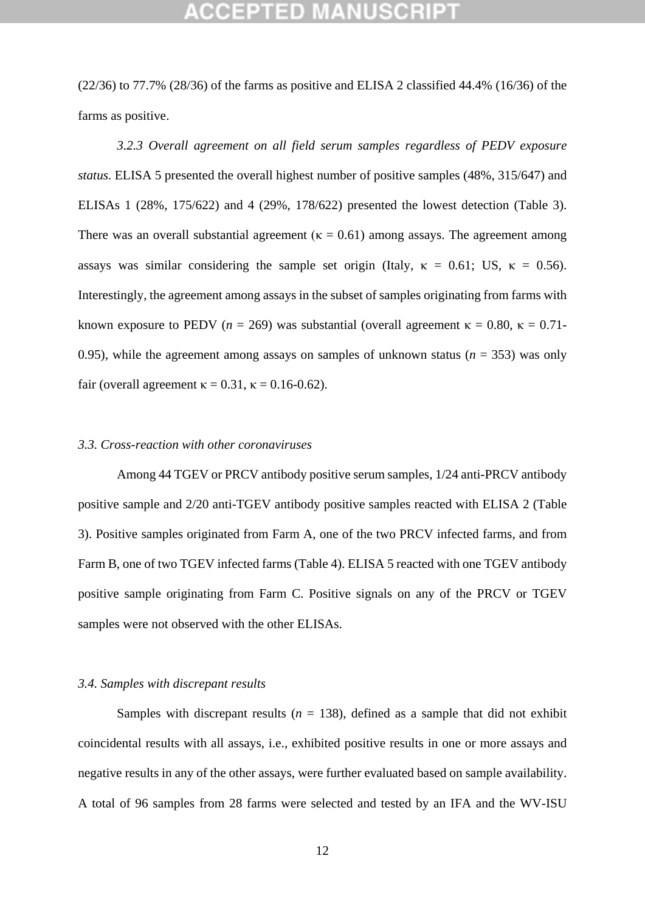(22/36) to 77.7% (28/36) of the farms as positive and ELISA 2 classified 44.4% (16/36) of the farms as positive.

*3.2.3 Overall agreement on all field serum samples regardless of PEDV exposure status.* ELISA 5 presented the overall highest number of positive samples (48%, 315/647) and ELISAs 1 (28%, 175/622) and 4 (29%, 178/622) presented the lowest detection (Table 3). There was an overall substantial agreement ($\kappa$ = 0.61) among assays. The agreement among assays was similar considering the sample set origin (Italy, $\kappa$ = 0.61; US, $\kappa$ = 0.56). Interestingly, the agreement among assays in the subset of samples originating from farms with known exposure to PEDV ($n$ = 269) was substantial (overall agreement $\kappa$ = 0.80, $\kappa$ = 0.71-0.95), while the agreement among assays on samples of unknown status ($n$ = 353) was only fair (overall agreement $\kappa$ = 0.31, $\kappa$ = 0.16-0.62).

### *3.3. Cross-reaction with other coronaviruses*

Among 44 TGEV or PRCV antibody positive serum samples, 1/24 anti-PRCV antibody positive sample and 2/20 anti-TGEV antibody positive samples reacted with ELISA 2 (Table 3). Positive samples originated from Farm A, one of the two PRCV infected farms, and from Farm B, one of two TGEV infected farms (Table 4). ELISA 5 reacted with one TGEV antibody positive sample originating from Farm C. Positive signals on any of the PRCV or TGEV samples were not observed with the other ELISAs.

### *3.4. Samples with discrepant results*

Samples with discrepant results ($n$ = 138), defined as a sample that did not exhibit coincidental results with all assays, i.e., exhibited positive results in one or more assays and negative results in any of the other assays, were further evaluated based on sample availability. A total of 96 samples from 28 farms were selected and tested by an IFA and the WV-ISU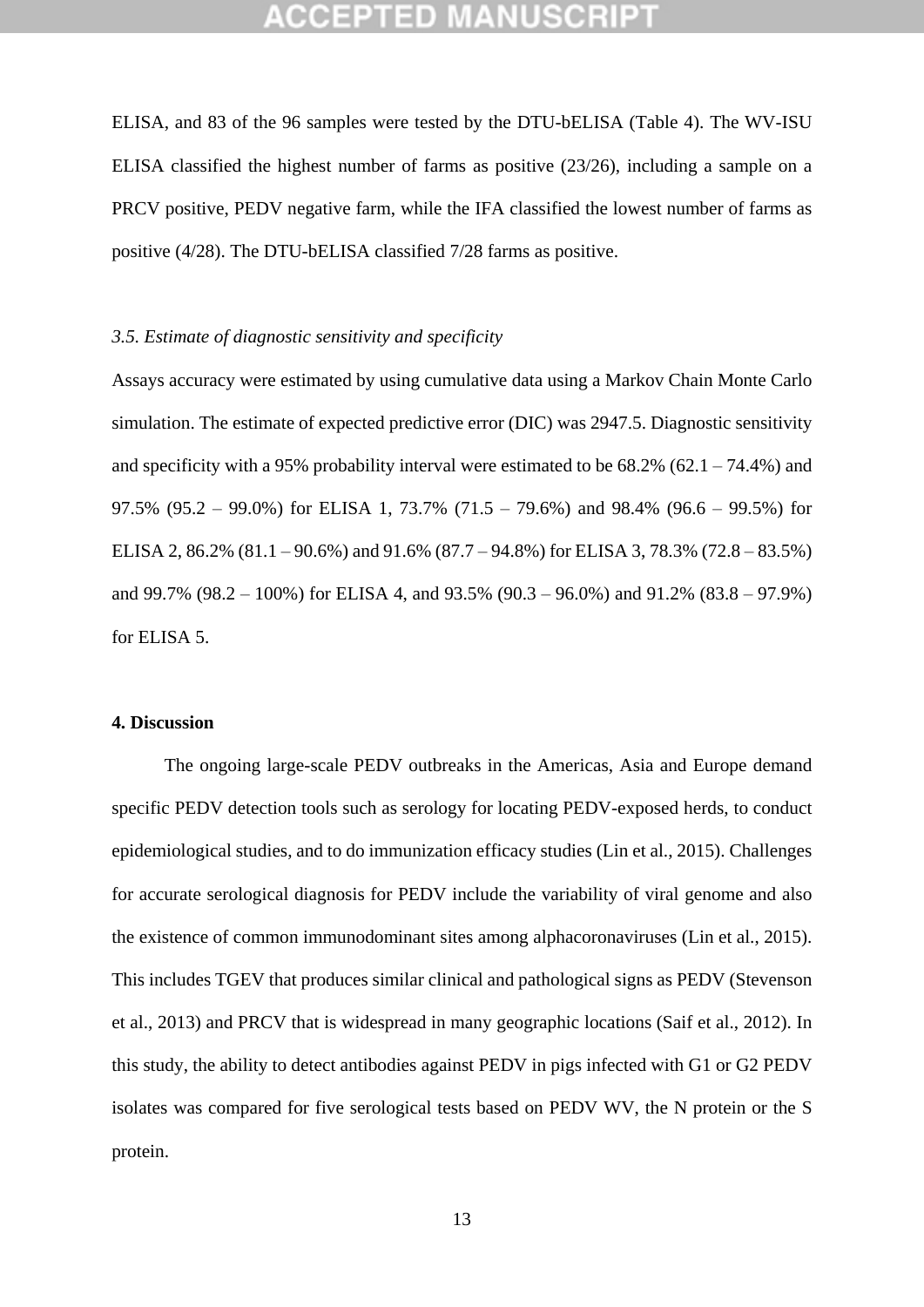ELISA, and 83 of the 96 samples were tested by the DTU-bELISA (Table 4). The WV-ISU ELISA classified the highest number of farms as positive (23/26), including a sample on a PRCV positive, PEDV negative farm, while the IFA classified the lowest number of farms as positive (4/28). The DTU-bELISA classified 7/28 farms as positive.

### *3.5. Estimate of diagnostic sensitivity and specificity*

Assays accuracy were estimated by using cumulative data using a Markov Chain Monte Carlo simulation. The estimate of expected predictive error (DIC) was 2947.5. Diagnostic sensitivity and specificity with a 95% probability interval were estimated to be 68.2% (62.1 – 74.4%) and 97.5% (95.2 – 99.0%) for ELISA 1, 73.7% (71.5 – 79.6%) and 98.4% (96.6 – 99.5%) for ELISA 2, 86.2% (81.1 – 90.6%) and 91.6% (87.7 – 94.8%) for ELISA 3, 78.3% (72.8 – 83.5%) and 99.7% (98.2 – 100%) for ELISA 4, and 93.5% (90.3 – 96.0%) and 91.2% (83.8 – 97.9%) for ELISA 5.

## 4. Discussion

The ongoing large-scale PEDV outbreaks in the Americas, Asia and Europe demand specific PEDV detection tools such as serology for locating PEDV-exposed herds, to conduct epidemiological studies, and to do immunization efficacy studies (Lin et al., 2015). Challenges for accurate serological diagnosis for PEDV include the variability of viral genome and also the existence of common immunodominant sites among alphacoronaviruses (Lin et al., 2015). This includes TGEV that produces similar clinical and pathological signs as PEDV (Stevenson et al., 2013) and PRCV that is widespread in many geographic locations (Saif et al., 2012). In this study, the ability to detect antibodies against PEDV in pigs infected with G1 or G2 PEDV isolates was compared for five serological tests based on PEDV WV, the N protein or the S protein.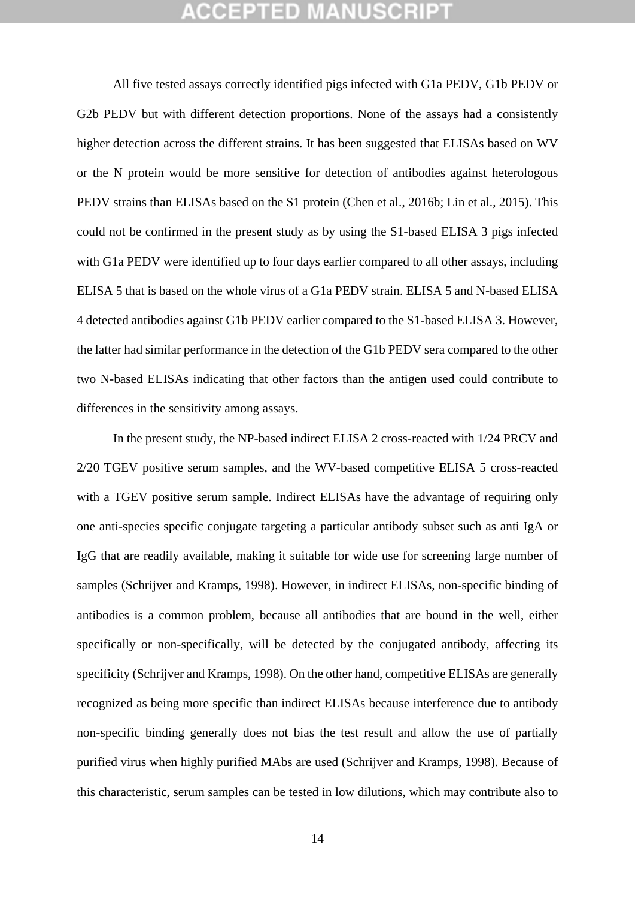All five tested assays correctly identified pigs infected with G1a PEDV, G1b PEDV or G2b PEDV but with different detection proportions. None of the assays had a consistently higher detection across the different strains. It has been suggested that ELISAs based on WV or the N protein would be more sensitive for detection of antibodies against heterologous PEDV strains than ELISAs based on the S1 protein (Chen et al., 2016b; Lin et al., 2015). This could not be confirmed in the present study as by using the S1-based ELISA 3 pigs infected with G1a PEDV were identified up to four days earlier compared to all other assays, including ELISA 5 that is based on the whole virus of a G1a PEDV strain. ELISA 5 and N-based ELISA 4 detected antibodies against G1b PEDV earlier compared to the S1-based ELISA 3. However, the latter had similar performance in the detection of the G1b PEDV sera compared to the other two N-based ELISAs indicating that other factors than the antigen used could contribute to differences in the sensitivity among assays.

In the present study, the NP-based indirect ELISA 2 cross-reacted with 1/24 PRCV and 2/20 TGEV positive serum samples, and the WV-based competitive ELISA 5 cross-reacted with a TGEV positive serum sample. Indirect ELISAs have the advantage of requiring only one anti-species specific conjugate targeting a particular antibody subset such as anti IgA or IgG that are readily available, making it suitable for wide use for screening large number of samples (Schrijver and Kramps, 1998). However, in indirect ELISAs, non-specific binding of antibodies is a common problem, because all antibodies that are bound in the well, either specifically or non-specifically, will be detected by the conjugated antibody, affecting its specificity (Schrijver and Kramps, 1998). On the other hand, competitive ELISAs are generally recognized as being more specific than indirect ELISAs because interference due to antibody non-specific binding generally does not bias the test result and allow the use of partially purified virus when highly purified MAbs are used (Schrijver and Kramps, 1998). Because of this characteristic, serum samples can be tested in low dilutions, which may contribute also to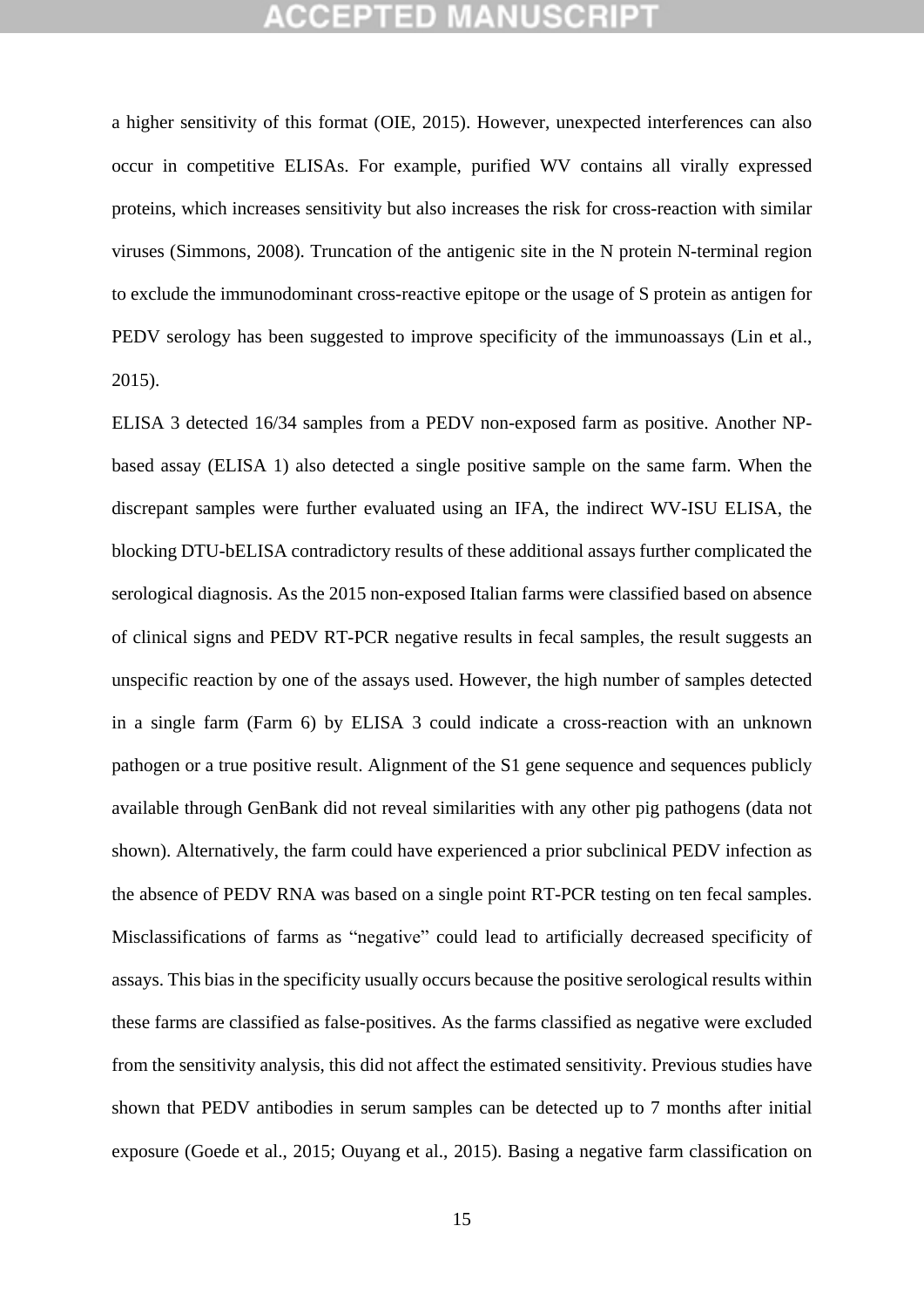a higher sensitivity of this format (OIE, 2015). However, unexpected interferences can also occur in competitive ELISAs. For example, purified WV contains all virally expressed proteins, which increases sensitivity but also increases the risk for cross-reaction with similar viruses (Simmons, 2008). Truncation of the antigenic site in the N protein N-terminal region to exclude the immunodominant cross-reactive epitope or the usage of S protein as antigen for PEDV serology has been suggested to improve specificity of the immunoassays (Lin et al., 2015).

ELISA 3 detected 16/34 samples from a PEDV non-exposed farm as positive. Another NP-based assay (ELISA 1) also detected a single positive sample on the same farm. When the discrepant samples were further evaluated using an IFA, the indirect WV-ISU ELISA, the blocking DTU-bELISA contradictory results of these additional assays further complicated the serological diagnosis. As the 2015 non-exposed Italian farms were classified based on absence of clinical signs and PEDV RT-PCR negative results in fecal samples, the result suggests an unspecific reaction by one of the assays used. However, the high number of samples detected in a single farm (Farm 6) by ELISA 3 could indicate a cross-reaction with an unknown pathogen or a true positive result. Alignment of the S1 gene sequence and sequences publicly available through GenBank did not reveal similarities with any other pig pathogens (data not shown). Alternatively, the farm could have experienced a prior subclinical PEDV infection as the absence of PEDV RNA was based on a single point RT-PCR testing on ten fecal samples. Misclassifications of farms as “negative” could lead to artificially decreased specificity of assays. This bias in the specificity usually occurs because the positive serological results within these farms are classified as false-positives. As the farms classified as negative were excluded from the sensitivity analysis, this did not affect the estimated sensitivity. Previous studies have shown that PEDV antibodies in serum samples can be detected up to 7 months after initial exposure (Goede et al., 2015; Ouyang et al., 2015). Basing a negative farm classification on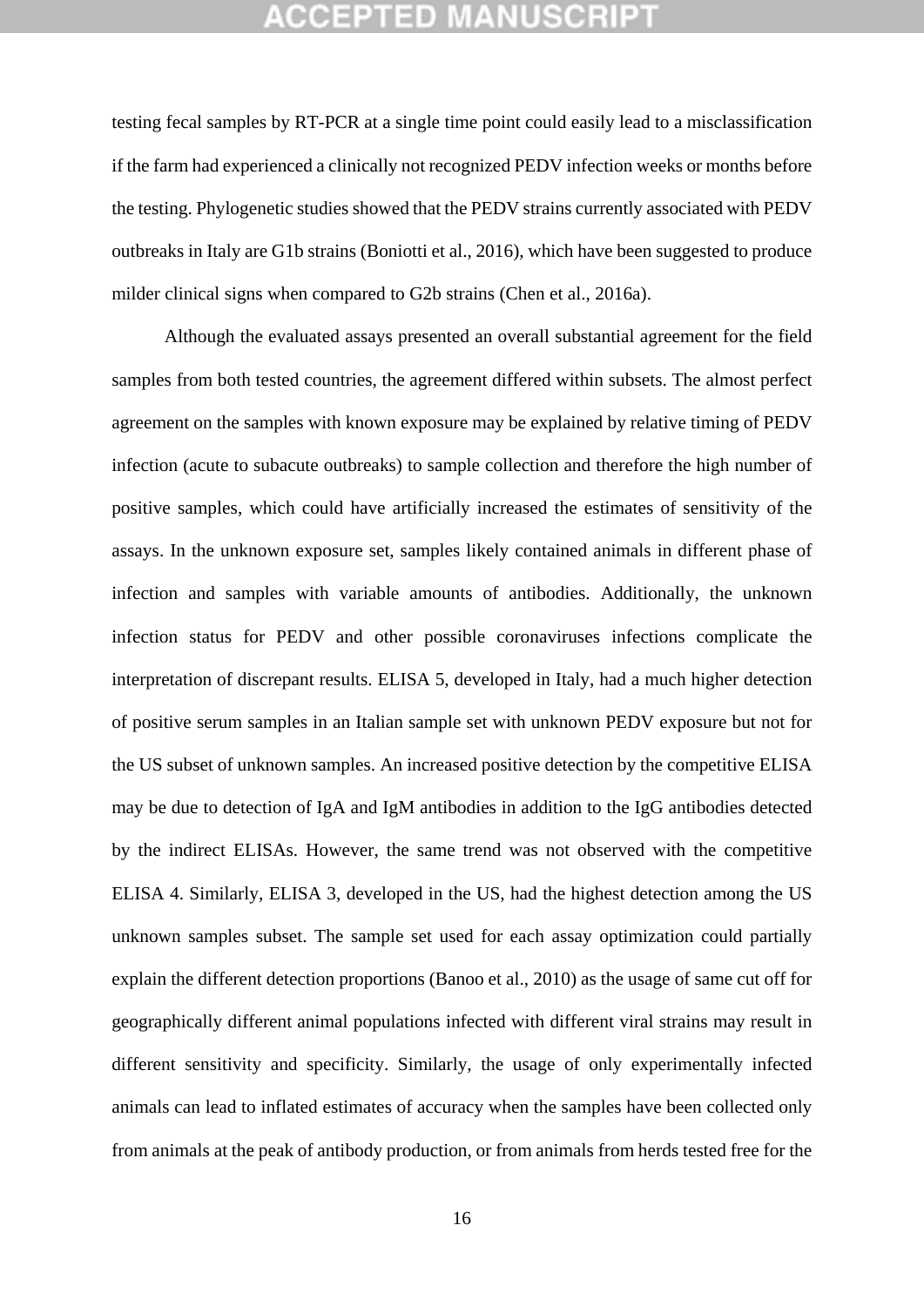testing fecal samples by RT-PCR at a single time point could easily lead to a misclassification if the farm had experienced a clinically not recognized PEDV infection weeks or months before the testing. Phylogenetic studies showed that the PEDV strains currently associated with PEDV outbreaks in Italy are G1b strains (Boniotti et al., 2016), which have been suggested to produce milder clinical signs when compared to G2b strains (Chen et al., 2016a).

Although the evaluated assays presented an overall substantial agreement for the field samples from both tested countries, the agreement differed within subsets. The almost perfect agreement on the samples with known exposure may be explained by relative timing of PEDV infection (acute to subacute outbreaks) to sample collection and therefore the high number of positive samples, which could have artificially increased the estimates of sensitivity of the assays. In the unknown exposure set, samples likely contained animals in different phase of infection and samples with variable amounts of antibodies. Additionally, the unknown infection status for PEDV and other possible coronaviruses infections complicate the interpretation of discrepant results. ELISA 5, developed in Italy, had a much higher detection of positive serum samples in an Italian sample set with unknown PEDV exposure but not for the US subset of unknown samples. An increased positive detection by the competitive ELISA may be due to detection of IgA and IgM antibodies in addition to the IgG antibodies detected by the indirect ELISAs. However, the same trend was not observed with the competitive ELISA 4. Similarly, ELISA 3, developed in the US, had the highest detection among the US unknown samples subset. The sample set used for each assay optimization could partially explain the different detection proportions (Banoo et al., 2010) as the usage of same cut off for geographically different animal populations infected with different viral strains may result in different sensitivity and specificity. Similarly, the usage of only experimentally infected animals can lead to inflated estimates of accuracy when the samples have been collected only from animals at the peak of antibody production, or from animals from herds tested free for the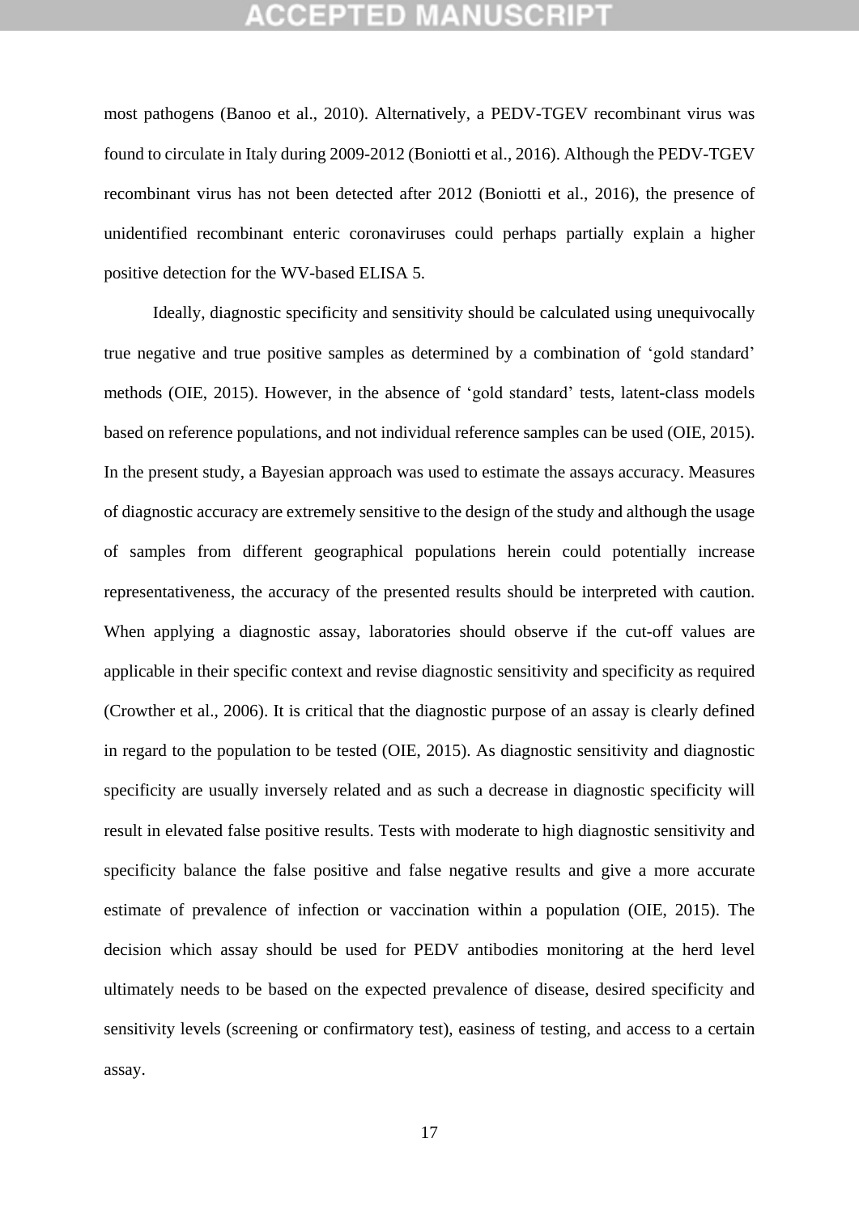most pathogens (Banoo et al., 2010). Alternatively, a PEDV-TGEV recombinant virus was found to circulate in Italy during 2009-2012 (Boniotti et al., 2016). Although the PEDV-TGEV recombinant virus has not been detected after 2012 (Boniotti et al., 2016), the presence of unidentified recombinant enteric coronaviruses could perhaps partially explain a higher positive detection for the WV-based ELISA 5.

Ideally, diagnostic specificity and sensitivity should be calculated using unequivocally true negative and true positive samples as determined by a combination of 'gold standard' methods (OIE, 2015). However, in the absence of 'gold standard' tests, latent-class models based on reference populations, and not individual reference samples can be used (OIE, 2015). In the present study, a Bayesian approach was used to estimate the assays accuracy. Measures of diagnostic accuracy are extremely sensitive to the design of the study and although the usage of samples from different geographical populations herein could potentially increase representativeness, the accuracy of the presented results should be interpreted with caution. When applying a diagnostic assay, laboratories should observe if the cut-off values are applicable in their specific context and revise diagnostic sensitivity and specificity as required (Crowther et al., 2006). It is critical that the diagnostic purpose of an assay is clearly defined in regard to the population to be tested (OIE, 2015). As diagnostic sensitivity and diagnostic specificity are usually inversely related and as such a decrease in diagnostic specificity will result in elevated false positive results. Tests with moderate to high diagnostic sensitivity and specificity balance the false positive and false negative results and give a more accurate estimate of prevalence of infection or vaccination within a population (OIE, 2015). The decision which assay should be used for PEDV antibodies monitoring at the herd level ultimately needs to be based on the expected prevalence of disease, desired specificity and sensitivity levels (screening or confirmatory test), easiness of testing, and access to a certain assay.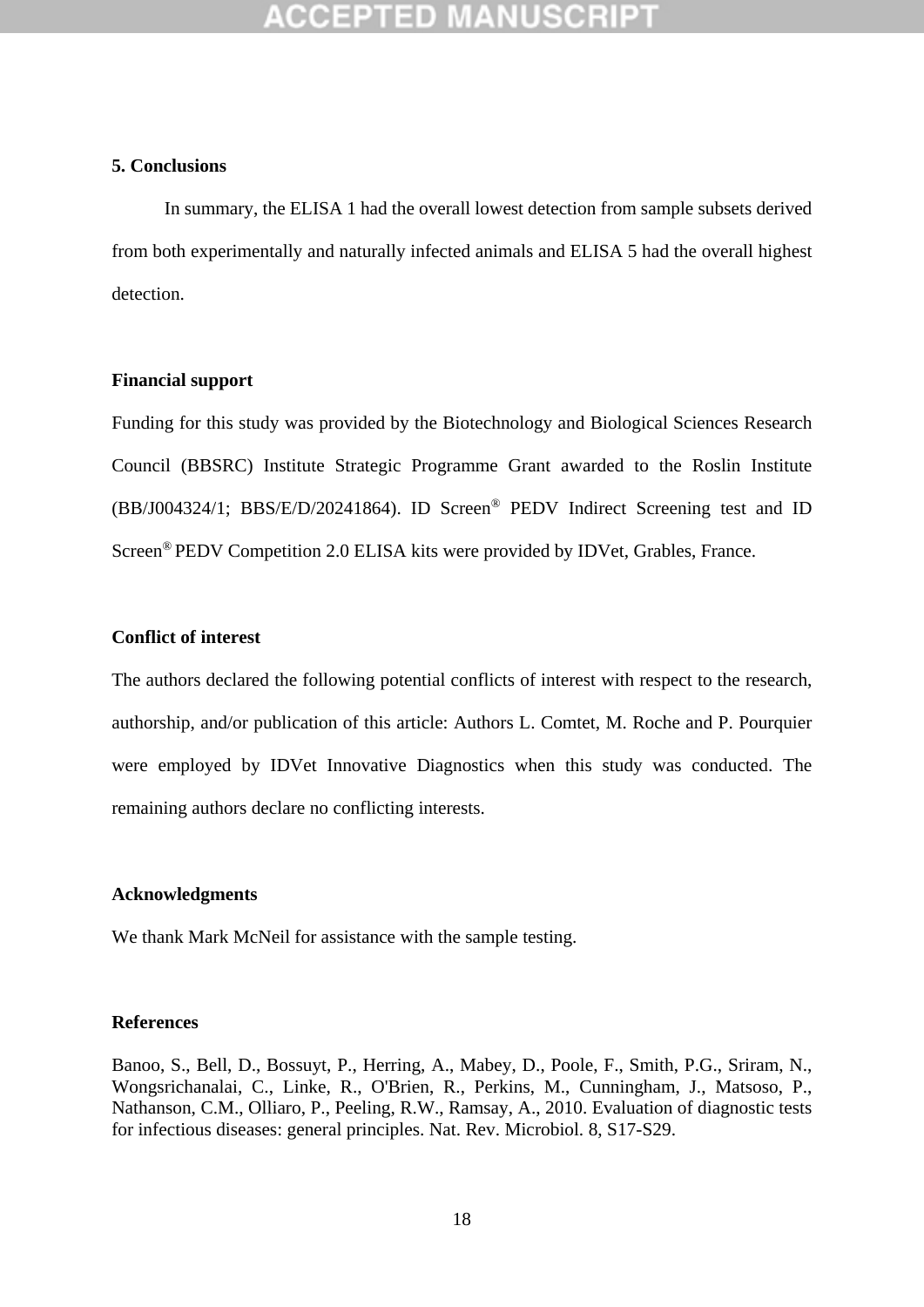## 5. Conclusions

In summary, the ELISA 1 had the overall lowest detection from sample subsets derived from both experimentally and naturally infected animals and ELISA 5 had the overall highest detection.

### Financial support

Funding for this study was provided by the Biotechnology and Biological Sciences Research Council (BBSRC) Institute Strategic Programme Grant awarded to the Roslin Institute (BB/J004324/1; BBS/E/D/20241864). ID Screen® PEDV Indirect Screening test and ID Screen® PEDV Competition 2.0 ELISA kits were provided by IDVet, Grables, France.

### Conflict of interest

The authors declared the following potential conflicts of interest with respect to the research, authorship, and/or publication of this article: Authors L. Comtet, M. Roche and P. Pourquier were employed by IDVet Innovative Diagnostics when this study was conducted. The remaining authors declare no conflicting interests.

### Acknowledgments

We thank Mark McNeil for assistance with the sample testing.

### References

Banoo, S., Bell, D., Bossuyt, P., Herring, A., Mabey, D., Poole, F., Smith, P.G., Sriram, N., Wongsrichanalai, C., Linke, R., O'Brien, R., Perkins, M., Cunningham, J., Matsoso, P., Nathanson, C.M., Olliaro, P., Peeling, R.W., Ramsay, A., 2010. Evaluation of diagnostic tests for infectious diseases: general principles. Nat. Rev. Microbiol. 8, S17-S29.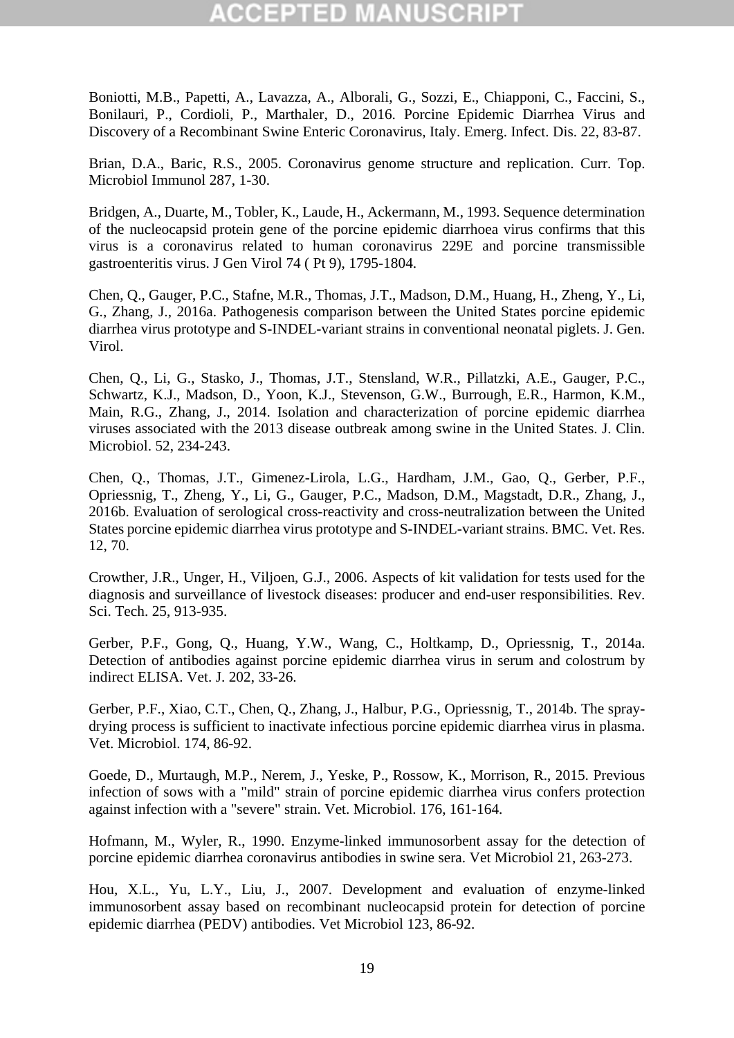Boniotti, M.B., Papetti, A., Lavazza, A., Alborali, G., Sozzi, E., Chiapponi, C., Faccini, S., Bonilauri, P., Cordioli, P., Marthaler, D., 2016. Porcine Epidemic Diarrhea Virus and Discovery of a Recombinant Swine Enteric Coronavirus, Italy. Emerg. Infect. Dis. 22, 83-87.

Brian, D.A., Baric, R.S., 2005. Coronavirus genome structure and replication. Curr. Top. Microbiol Immunol 287, 1-30.

Bridgen, A., Duarte, M., Tobler, K., Laude, H., Ackermann, M., 1993. Sequence determination of the nucleocapsid protein gene of the porcine epidemic diarrhoea virus confirms that this virus is a coronavirus related to human coronavirus 229E and porcine transmissible gastroenteritis virus. J Gen Virol 74 ( Pt 9), 1795-1804.

Chen, Q., Gauger, P.C., Stafne, M.R., Thomas, J.T., Madson, D.M., Huang, H., Zheng, Y., Li, G., Zhang, J., 2016a. Pathogenesis comparison between the United States porcine epidemic diarrhea virus prototype and S-INDEL-variant strains in conventional neonatal piglets. J. Gen. Virol.

Chen, Q., Li, G., Stasko, J., Thomas, J.T., Stensland, W.R., Pillatzki, A.E., Gauger, P.C., Schwartz, K.J., Madson, D., Yoon, K.J., Stevenson, G.W., Burrough, E.R., Harmon, K.M., Main, R.G., Zhang, J., 2014. Isolation and characterization of porcine epidemic diarrhea viruses associated with the 2013 disease outbreak among swine in the United States. J. Clin. Microbiol. 52, 234-243.

Chen, Q., Thomas, J.T., Gimenez-Lirola, L.G., Hardham, J.M., Gao, Q., Gerber, P.F., Opriessnig, T., Zheng, Y., Li, G., Gauger, P.C., Madson, D.M., Magstadt, D.R., Zhang, J., 2016b. Evaluation of serological cross-reactivity and cross-neutralization between the United States porcine epidemic diarrhea virus prototype and S-INDEL-variant strains. BMC. Vet. Res. 12, 70.

Crowther, J.R., Unger, H., Viljoen, G.J., 2006. Aspects of kit validation for tests used for the diagnosis and surveillance of livestock diseases: producer and end-user responsibilities. Rev. Sci. Tech. 25, 913-935.

Gerber, P.F., Gong, Q., Huang, Y.W., Wang, C., Holtkamp, D., Opriessnig, T., 2014a. Detection of antibodies against porcine epidemic diarrhea virus in serum and colostrum by indirect ELISA. Vet. J. 202, 33-26.

Gerber, P.F., Xiao, C.T., Chen, Q., Zhang, J., Halbur, P.G., Opriessnig, T., 2014b. The spray-drying process is sufficient to inactivate infectious porcine epidemic diarrhea virus in plasma. Vet. Microbiol. 174, 86-92.

Goede, D., Murtaugh, M.P., Nerem, J., Yeske, P., Rossow, K., Morrison, R., 2015. Previous infection of sows with a "mild" strain of porcine epidemic diarrhea virus confers protection against infection with a "severe" strain. Vet. Microbiol. 176, 161-164.

Hofmann, M., Wyler, R., 1990. Enzyme-linked immunosorbent assay for the detection of porcine epidemic diarrhea coronavirus antibodies in swine sera. Vet Microbiol 21, 263-273.

Hou, X.L., Yu, L.Y., Liu, J., 2007. Development and evaluation of enzyme-linked immunosorbent assay based on recombinant nucleocapsid protein for detection of porcine epidemic diarrhea (PEDV) antibodies. Vet Microbiol 123, 86-92.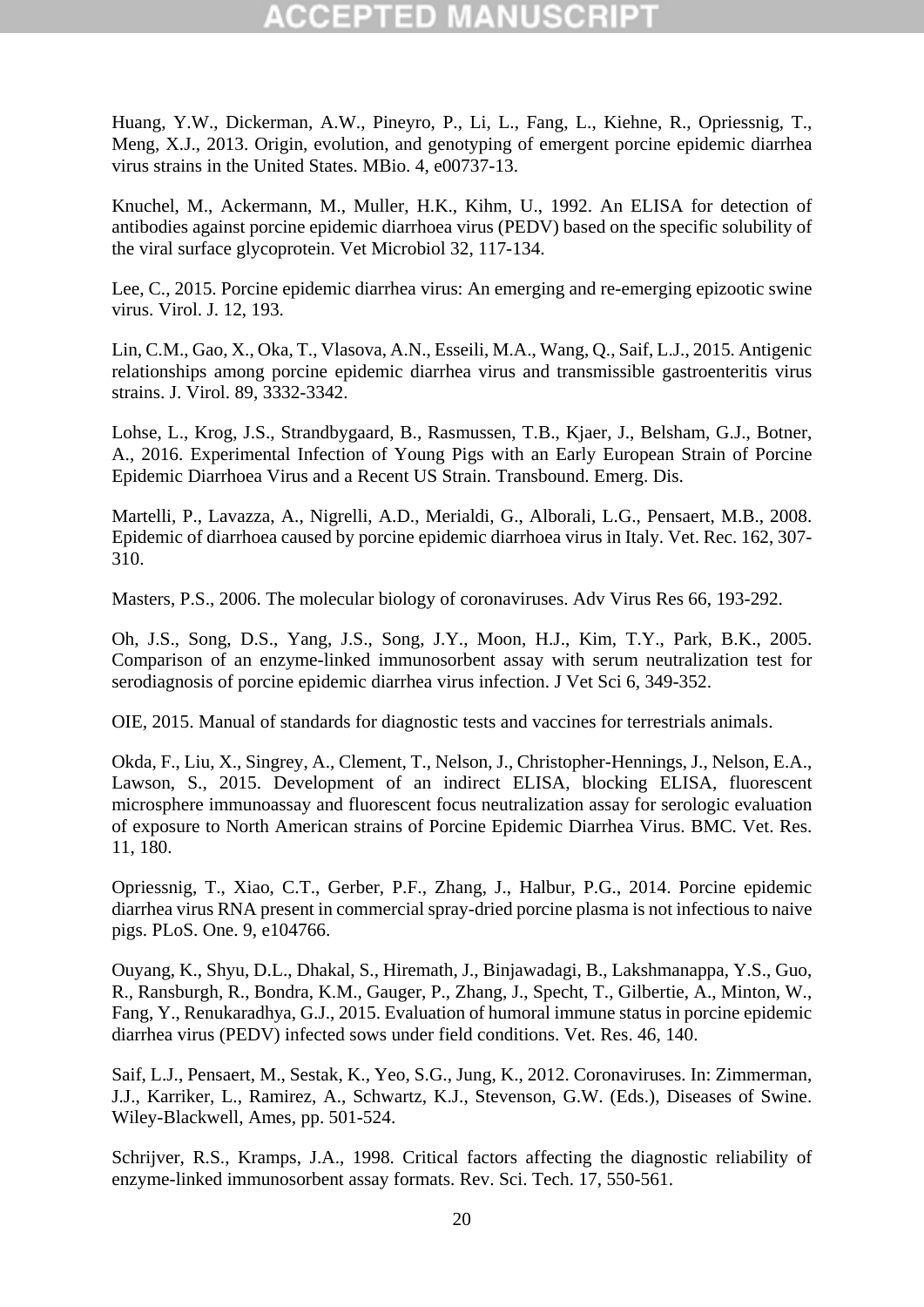Huang, Y.W., Dickerman, A.W., Pineyro, P., Li, L., Fang, L., Kiehne, R., Opriessnig, T., Meng, X.J., 2013. Origin, evolution, and genotyping of emergent porcine epidemic diarrhea virus strains in the United States. MBio. 4, e00737-13.

Knuchel, M., Ackermann, M., Muller, H.K., Kihm, U., 1992. An ELISA for detection of antibodies against porcine epidemic diarrhoea virus (PEDV) based on the specific solubility of the viral surface glycoprotein. Vet Microbiol 32, 117-134.

Lee, C., 2015. Porcine epidemic diarrhea virus: An emerging and re-emerging epizootic swine virus. Virol. J. 12, 193.

Lin, C.M., Gao, X., Oka, T., Vlasova, A.N., Esseili, M.A., Wang, Q., Saif, L.J., 2015. Antigenic relationships among porcine epidemic diarrhea virus and transmissible gastroenteritis virus strains. J. Virol. 89, 3332-3342.

Lohse, L., Krog, J.S., Strandbygaard, B., Rasmussen, T.B., Kjaer, J., Belsham, G.J., Botner, A., 2016. Experimental Infection of Young Pigs with an Early European Strain of Porcine Epidemic Diarrhoea Virus and a Recent US Strain. Transbound. Emerg. Dis.

Martelli, P., Lavazza, A., Nigrelli, A.D., Merialdi, G., Alborali, L.G., Pensaert, M.B., 2008. Epidemic of diarrhoea caused by porcine epidemic diarrhoea virus in Italy. Vet. Rec. 162, 307-310.

Masters, P.S., 2006. The molecular biology of coronaviruses. Adv Virus Res 66, 193-292.

Oh, J.S., Song, D.S., Yang, J.S., Song, J.Y., Moon, H.J., Kim, T.Y., Park, B.K., 2005. Comparison of an enzyme-linked immunosorbent assay with serum neutralization test for serodiagnosis of porcine epidemic diarrhea virus infection. J Vet Sci 6, 349-352.

OIE, 2015. Manual of standards for diagnostic tests and vaccines for terrestrials animals.

Okda, F., Liu, X., Singrey, A., Clement, T., Nelson, J., Christopher-Hennings, J., Nelson, E.A., Lawson, S., 2015. Development of an indirect ELISA, blocking ELISA, fluorescent microsphere immunoassay and fluorescent focus neutralization assay for serologic evaluation of exposure to North American strains of Porcine Epidemic Diarrhea Virus. BMC. Vet. Res. 11, 180.

Opriessnig, T., Xiao, C.T., Gerber, P.F., Zhang, J., Halbur, P.G., 2014. Porcine epidemic diarrhea virus RNA present in commercial spray-dried porcine plasma is not infectious to naive pigs. PLoS. One. 9, e104766.

Ouyang, K., Shyu, D.L., Dhakal, S., Hiremath, J., Binjawadagi, B., Lakshmanappa, Y.S., Guo, R., Ransburgh, R., Bondra, K.M., Gauger, P., Zhang, J., Specht, T., Gilbertie, A., Minton, W., Fang, Y., Renukaradhya, G.J., 2015. Evaluation of humoral immune status in porcine epidemic diarrhea virus (PEDV) infected sows under field conditions. Vet. Res. 46, 140.

Saif, L.J., Pensaert, M., Sestak, K., Yeo, S.G., Jung, K., 2012. Coronaviruses. In: Zimmerman, J.J., Karriker, L., Ramirez, A., Schwartz, K.J., Stevenson, G.W. (Eds.), Diseases of Swine. Wiley-Blackwell, Ames, pp. 501-524.

Schrijver, R.S., Kramps, J.A., 1998. Critical factors affecting the diagnostic reliability of enzyme-linked immunosorbent assay formats. Rev. Sci. Tech. 17, 550-561.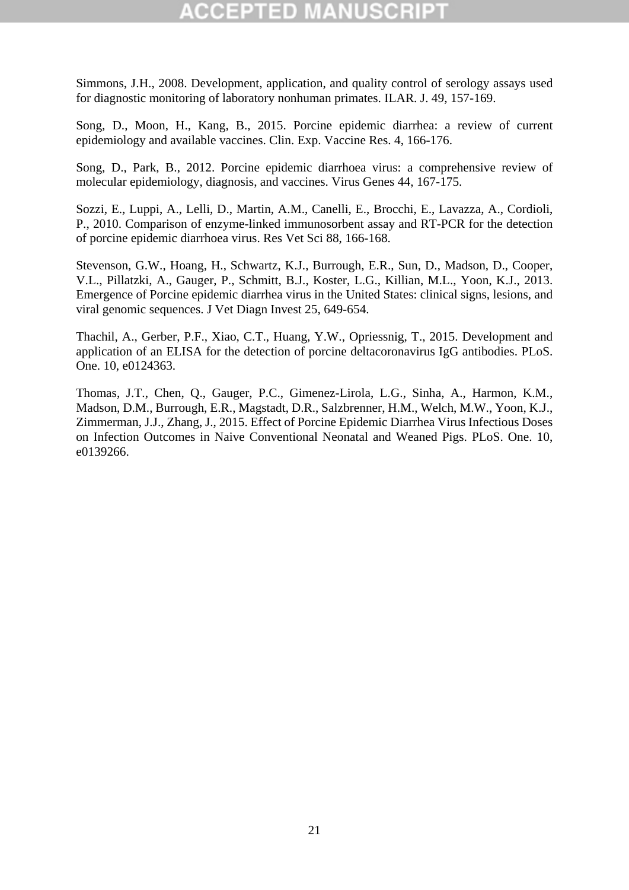Simmons, J.H., 2008. Development, application, and quality control of serology assays used for diagnostic monitoring of laboratory nonhuman primates. ILAR. J. 49, 157-169.

Song, D., Moon, H., Kang, B., 2015. Porcine epidemic diarrhea: a review of current epidemiology and available vaccines. Clin. Exp. Vaccine Res. 4, 166-176.

Song, D., Park, B., 2012. Porcine epidemic diarrhoea virus: a comprehensive review of molecular epidemiology, diagnosis, and vaccines. Virus Genes 44, 167-175.

Sozzi, E., Luppi, A., Lelli, D., Martin, A.M., Canelli, E., Brocchi, E., Lavazza, A., Cordioli, P., 2010. Comparison of enzyme-linked immunosorbent assay and RT-PCR for the detection of porcine epidemic diarrhoea virus. Res Vet Sci 88, 166-168.

Stevenson, G.W., Hoang, H., Schwartz, K.J., Burrough, E.R., Sun, D., Madson, D., Cooper, V.L., Pillatzki, A., Gauger, P., Schmitt, B.J., Koster, L.G., Killian, M.L., Yoon, K.J., 2013. Emergence of Porcine epidemic diarrhea virus in the United States: clinical signs, lesions, and viral genomic sequences. J Vet Diagn Invest 25, 649-654.

Thachil, A., Gerber, P.F., Xiao, C.T., Huang, Y.W., Opriessnig, T., 2015. Development and application of an ELISA for the detection of porcine deltacoronavirus IgG antibodies. PLoS. One. 10, e0124363.

Thomas, J.T., Chen, Q., Gauger, P.C., Gimenez-Lirola, L.G., Sinha, A., Harmon, K.M., Madson, D.M., Burrough, E.R., Magstadt, D.R., Salzbrenner, H.M., Welch, M.W., Yoon, K.J., Zimmerman, J.J., Zhang, J., 2015. Effect of Porcine Epidemic Diarrhea Virus Infectious Doses on Infection Outcomes in Naive Conventional Neonatal and Weaned Pigs. PLoS. One. 10, e0139266.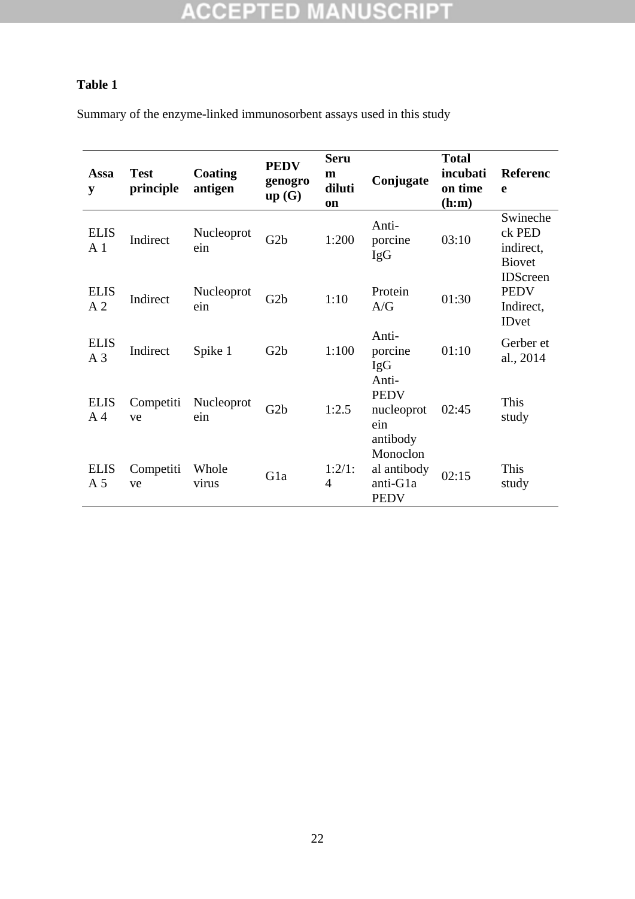**Table 1**

Summary of the enzyme-linked immunosorbent assays used in this study

| Assay | Test principle | Coating antigen | PEDV genogroup (G) | Serum dilution | Conjugate | Total incubation time (h:m) | Reference |
|---|---|---|---|---|---|---|---|
| ELISA 1 | Indirect | Nucleoprotein | G2b | 1:200 | Anti-porcine IgG | 03:10 | Swinecheck PED indirect, Biovet |
| ELISA 2 | Indirect | Nucleoprotein | G2b | 1:10 | Protein A/G | 01:30 | IDScreen PEDV Indirect, IDvet |
| ELISA 3 | Indirect | Spike 1 | G2b | 1:100 | Anti-porcine IgG | 01:10 | Gerber et al., 2014 |
| ELISA 4 | Competitive | Nucleoprotein | G2b | 1:2.5 | Anti-PEDV nucleoprotein antibody | 02:45 | This study |
| ELISA 5 | Competitive | Whole virus | G1a | 1:2/1:4 | Monoclonal antibody anti-G1a PEDV | 02:15 | This study |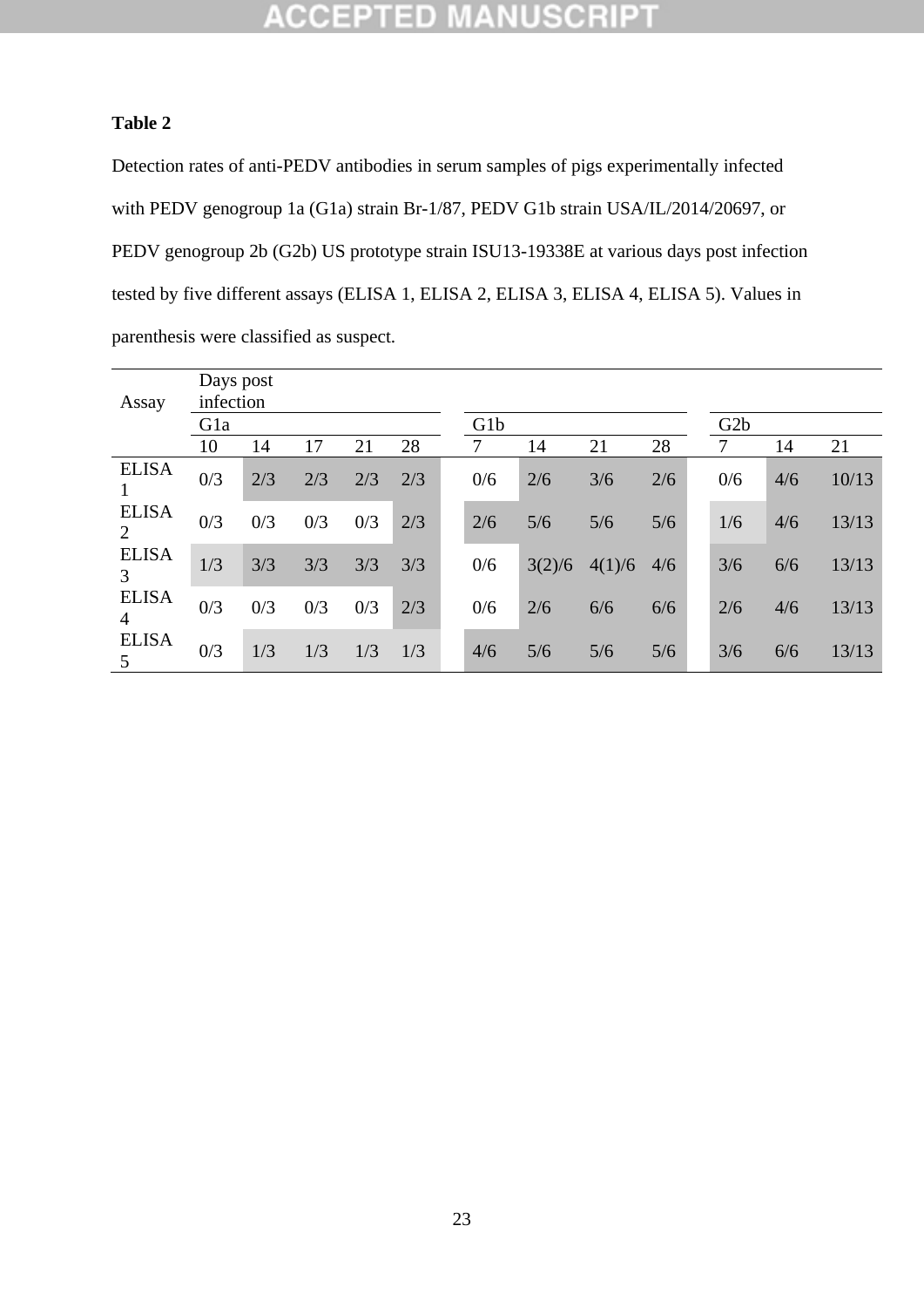**Table 2**

Detection rates of anti-PEDV antibodies in serum samples of pigs experimentally infected with PEDV genogroup 1a (G1a) strain Br-1/87, PEDV G1b strain USA/IL/2014/20697, or PEDV genogroup 2b (G2b) US prototype strain ISU13-19338E at various days post infection tested by five different assays (ELISA 1, ELISA 2, ELISA 3, ELISA 4, ELISA 5). Values in parenthesis were classified as suspect.

| Assay | Days post infection | | | | | | | | | | | |
|---|---|---|---|---|---|---|---|---|---|---|---|---|
| | G1a | | | | | G1b | | | | G2b | | |
| | 10 | 14 | 17 | 21 | 28 | 7 | 14 | 21 | 28 | 7 | 14 | 21 |
| ELISA 1 | 0/3 | 2/3 | 2/3 | 2/3 | 2/3 | 0/6 | 2/6 | 3/6 | 2/6 | 0/6 | 4/6 | 10/13 |
| ELISA 2 | 0/3 | 0/3 | 0/3 | 0/3 | 2/3 | 2/6 | 5/6 | 5/6 | 5/6 | 1/6 | 4/6 | 13/13 |
| ELISA 3 | 1/3 | 3/3 | 3/3 | 3/3 | 3/3 | 0/6 | 3(2)/6 | 4(1)/6 | 4/6 | 3/6 | 6/6 | 13/13 |
| ELISA 4 | 0/3 | 0/3 | 0/3 | 0/3 | 2/3 | 0/6 | 2/6 | 6/6 | 6/6 | 2/6 | 4/6 | 13/13 |
| ELISA 5 | 0/3 | 1/3 | 1/3 | 1/3 | 1/3 | 4/6 | 5/6 | 5/6 | 5/6 | 3/6 | 6/6 | 13/13 |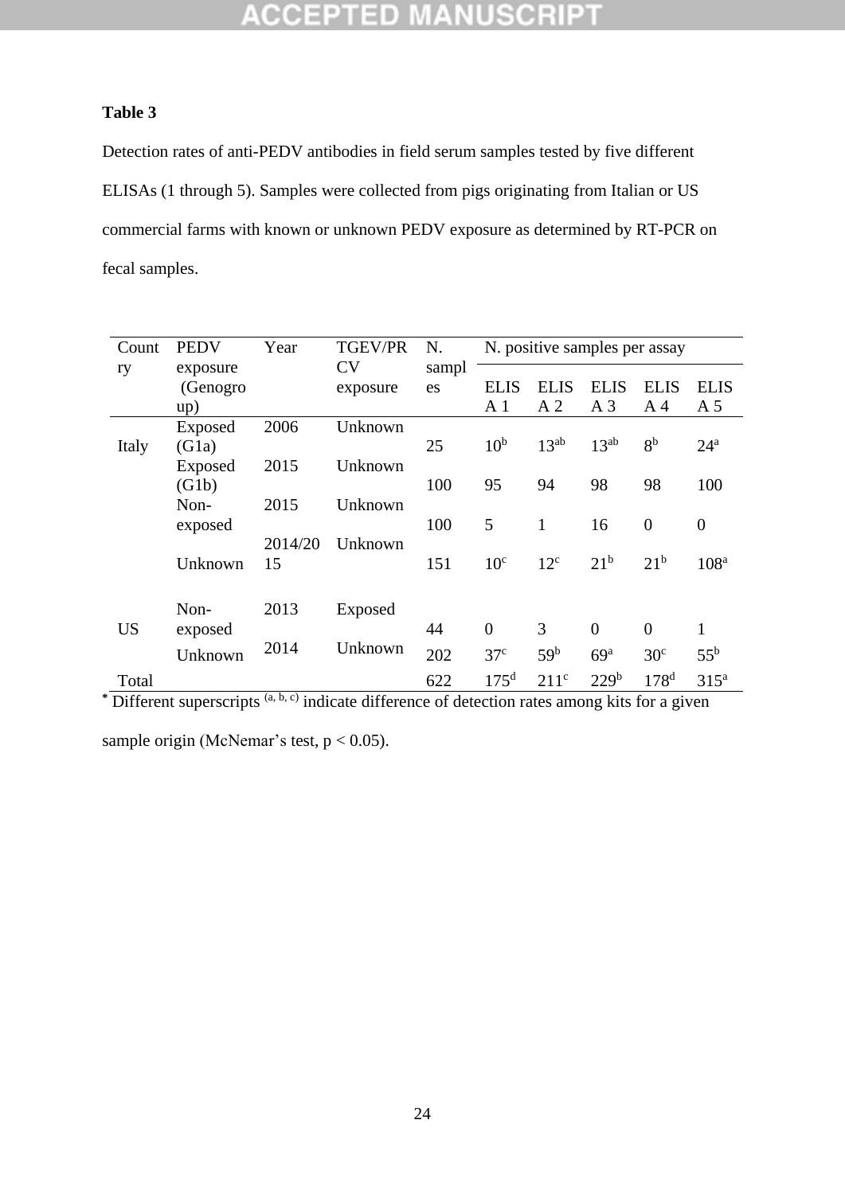**Table 3**

Detection rates of anti-PEDV antibodies in field serum samples tested by five different ELISAs (1 through 5). Samples were collected from pigs originating from Italian or US commercial farms with known or unknown PEDV exposure as determined by RT-PCR on fecal samples.

| Country | PEDV exposure (Genogroup) | Year | TGEV/PRCV exposure | N. samples | N. positive samples per assay | | | | |
|---|---|---|---|---|---|---|---|---|---|
| | | | | | ELISA 1 | ELISA 2 | ELISA 3 | ELISA 4 | ELISA 5 |
| Italy | Exposed (G1a) | 2006 | Unknown | 25 | 10[b] | 13[ab] | 13[ab] | 8[b] | 24[a] |
| | Exposed (G1b) | 2015 | Unknown | 100 | 95 | 94 | 98 | 98 | 100 |
| | Non-exposed | 2015 | Unknown | 100 | 5 | 1 | 16 | 0 | 0 |
| | Unknown | 2014/2015 | Unknown | 151 | 10[c] | 12[c] | 21[b] | 21[b] | 108[a] |
| US | Non-exposed | 2013 | Exposed | 44 | 0 | 3 | 0 | 0 | 1 |
| | Unknown | 2014 | Unknown | 202 | 37[c] | 59[b] | 69[a] | 30[c] | 55[b] |
| Total | | | | 622 | 175[d] | 211[c] | 229[b] | 178[d] | 315[a] |

* Different superscripts (a, b, c) indicate difference of detection rates among kits for a given sample origin (McNemar's test, $p < 0.05$).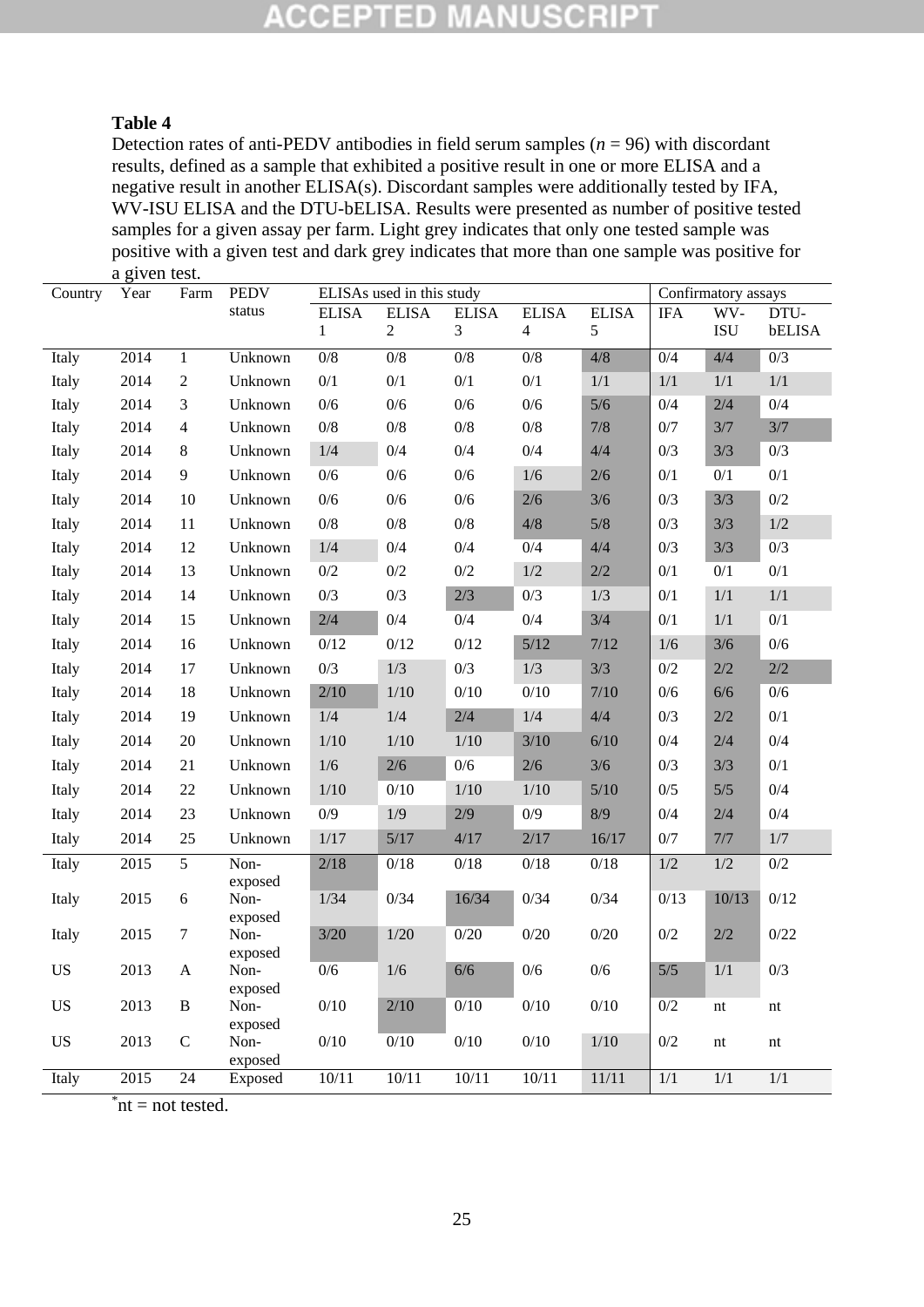**Table 4**

Detection rates of anti-PEDV antibodies in field serum samples (*n* = 96) with discordant results, defined as a sample that exhibited a positive result in one or more ELISA and a negative result in another ELISA(s). Discordant samples were additionally tested by IFA, WV-ISU ELISA and the DTU-bELISA. Results were presented as number of positive tested samples for a given assay per farm. Light grey indicates that only one tested sample was positive with a given test and dark grey indicates that more than one sample was positive for a given test.

| Country | Year | Farm | PEDV status | ELISAs used in this study | | | | | Confirmatory assays | | |
|---|---|---|---|---|---|---|---|---|---|---|---|
| | | | | ELISA 1 | ELISA 2 | ELISA 3 | ELISA 4 | ELISA 5 | IFA | WV-ISU | DTU-bELISA |
| Italy | 2014 | 1 | Unknown | 0/8 | 0/8 | 0/8 | 0/8 | 4/8 | 0/4 | 4/4 | 0/3 |
| Italy | 2014 | 2 | Unknown | 0/1 | 0/1 | 0/1 | 0/1 | 1/1 | 1/1 | 1/1 | 1/1 |
| Italy | 2014 | 3 | Unknown | 0/6 | 0/6 | 0/6 | 0/6 | 5/6 | 0/4 | 2/4 | 0/4 |
| Italy | 2014 | 4 | Unknown | 0/8 | 0/8 | 0/8 | 0/8 | 7/8 | 0/7 | 3/7 | 3/7 |
| Italy | 2014 | 8 | Unknown | 1/4 | 0/4 | 0/4 | 0/4 | 4/4 | 0/3 | 3/3 | 0/3 |
| Italy | 2014 | 9 | Unknown | 0/6 | 0/6 | 0/6 | 1/6 | 2/6 | 0/1 | 0/1 | 0/1 |
| Italy | 2014 | 10 | Unknown | 0/6 | 0/6 | 0/6 | 2/6 | 3/6 | 0/3 | 3/3 | 0/2 |
| Italy | 2014 | 11 | Unknown | 0/8 | 0/8 | 0/8 | 4/8 | 5/8 | 0/3 | 3/3 | 1/2 |
| Italy | 2014 | 12 | Unknown | 1/4 | 0/4 | 0/4 | 0/4 | 4/4 | 0/3 | 3/3 | 0/3 |
| Italy | 2014 | 13 | Unknown | 0/2 | 0/2 | 0/2 | 1/2 | 2/2 | 0/1 | 0/1 | 0/1 |
| Italy | 2014 | 14 | Unknown | 0/3 | 0/3 | 2/3 | 0/3 | 1/3 | 0/1 | 1/1 | 1/1 |
| Italy | 2014 | 15 | Unknown | 2/4 | 0/4 | 0/4 | 0/4 | 3/4 | 0/1 | 1/1 | 0/1 |
| Italy | 2014 | 16 | Unknown | 0/12 | 0/12 | 0/12 | 5/12 | 7/12 | 1/6 | 3/6 | 0/6 |
| Italy | 2014 | 17 | Unknown | 0/3 | 1/3 | 0/3 | 1/3 | 3/3 | 0/2 | 2/2 | 2/2 |
| Italy | 2014 | 18 | Unknown | 2/10 | 1/10 | 0/10 | 0/10 | 7/10 | 0/6 | 6/6 | 0/6 |
| Italy | 2014 | 19 | Unknown | 1/4 | 1/4 | 2/4 | 1/4 | 4/4 | 0/3 | 2/2 | 0/1 |
| Italy | 2014 | 20 | Unknown | 1/10 | 1/10 | 1/10 | 3/10 | 6/10 | 0/4 | 2/4 | 0/4 |
| Italy | 2014 | 21 | Unknown | 1/6 | 2/6 | 0/6 | 2/6 | 3/6 | 0/3 | 3/3 | 0/1 |
| Italy | 2014 | 22 | Unknown | 1/10 | 0/10 | 1/10 | 1/10 | 5/10 | 0/5 | 5/5 | 0/4 |
| Italy | 2014 | 23 | Unknown | 0/9 | 1/9 | 2/9 | 0/9 | 8/9 | 0/4 | 2/4 | 0/4 |
| Italy | 2014 | 25 | Unknown | 1/17 | 5/17 | 4/17 | 2/17 | 16/17 | 0/7 | 7/7 | 1/7 |
| Italy | 2015 | 5 | Non-exposed | 2/18 | 0/18 | 0/18 | 0/18 | 0/18 | 1/2 | 1/2 | 0/2 |
| Italy | 2015 | 6 | Non-exposed | 1/34 | 0/34 | 16/34 | 0/34 | 0/34 | 0/13 | 10/13 | 0/12 |
| Italy | 2015 | 7 | Non-exposed | 3/20 | 1/20 | 0/20 | 0/20 | 0/20 | 0/2 | 2/2 | 0/22 |
| US | 2013 | A | Non-exposed | 0/6 | 1/6 | 6/6 | 0/6 | 0/6 | 5/5 | 1/1 | 0/3 |
| US | 2013 | B | Non-exposed | 0/10 | 2/10 | 0/10 | 0/10 | 0/10 | 0/2 | nt | nt |
| US | 2013 | C | Non-exposed | 0/10 | 0/10 | 0/10 | 0/10 | 1/10 | 0/2 | nt | nt |
| Italy | 2015 | 24 | Exposed | 10/11 | 10/11 | 10/11 | 10/11 | 11/11 | 1/1 | 1/1 | 1/1 |

*nt = not tested.